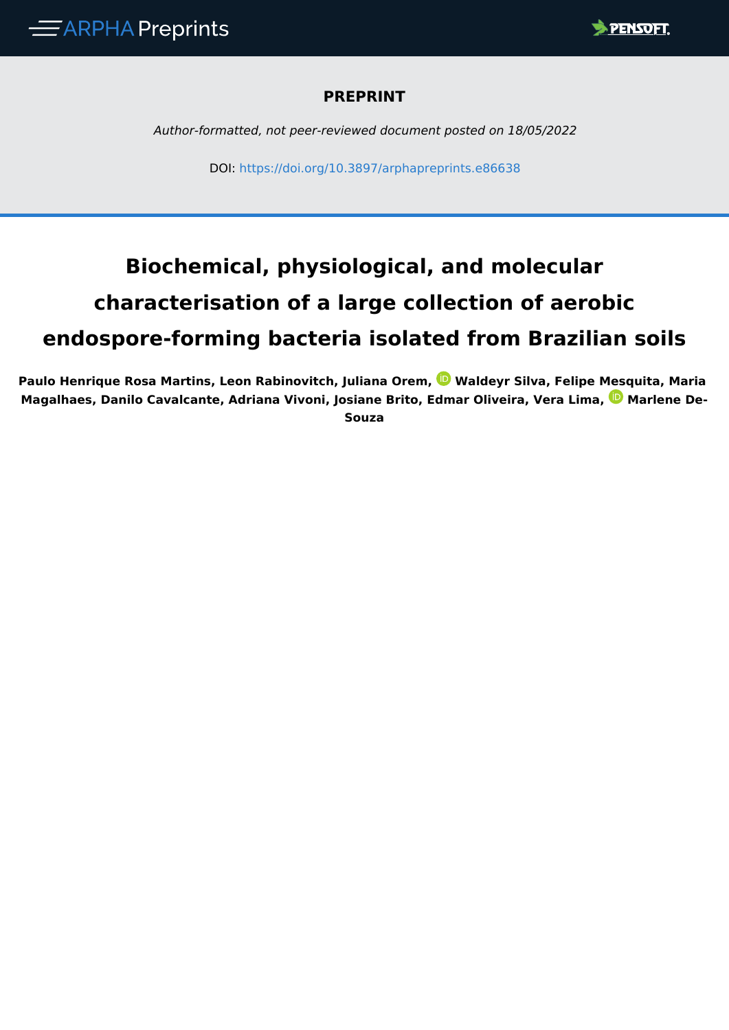**PREPRINT**

*Author-formatted, not peer-reviewed document posted on 18/05/2022*

DOI: https://doi.org/10.3897/arphapreprints.e86638

# Biochemical, physiological, and molecular characterisation of a large collection of aerobic endospore-forming bacteria isolated from Brazilian soils

**Paulo Henrique Rosa Martins, Leon Rabinovitch, Juliana Orem, Waldeyr Silva, Felipe Mesquita, Maria Magalhaes, Danilo Cavalcante, Adriana Vivoni, Josiane Brito, Edmar Oliveira, Vera Lima, Marlene De-Souza**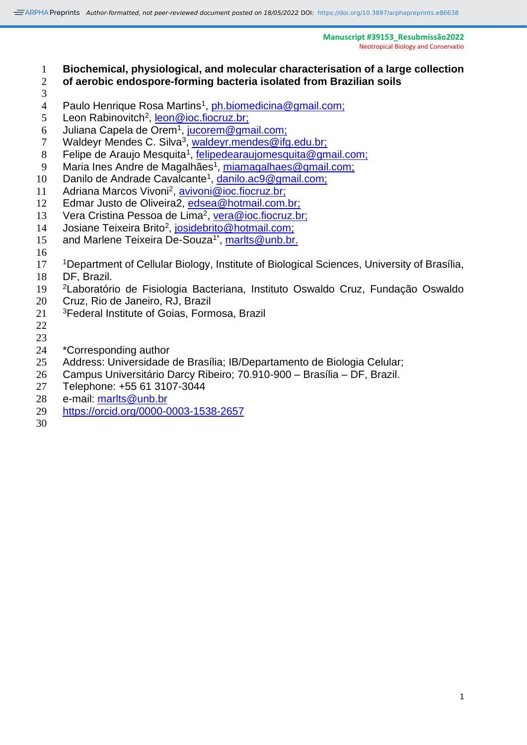# Biochemical, physiological, and molecular characterisation of a large collection of aerobic endospore-forming bacteria isolated from Brazilian soils

Paulo Henrique Rosa Martins[1], ph.biomedicina@gmail.com;
Leon Rabinovitch[2], leon@ioc.fiocruz.br;
Juliana Capela de Orem[1], jucorem@gmail.com;
Waldeyr Mendes C. Silva[3], waldeyr.mendes@ifg.edu.br;
Felipe de Araujo Mesquita[1], felipedearaujomesquita@gmail.com;
Maria Ines Andre de Magalhães[1], miamagalhaes@gmail.com;
Danilo de Andrade Cavalcante[1], danilo.ac9@gmail.com;
Adriana Marcos Vivoni[2], avivoni@ioc.fiocruz.br;
Edmar Justo de Oliveira2, edsea@hotmail.com.br;
Vera Cristina Pessoa de Lima[2], vera@ioc.fiocruz.br;
Josiane Teixeira Brito[2], josidebrito@hotmail.com;
and Marlene Teixeira De-Souza[1*], marlts@unb.br.

[1]Department of Cellular Biology, Institute of Biological Sciences, University of Brasília, DF, Brazil.
[2]Laboratório de Fisiologia Bacteriana, Instituto Oswaldo Cruz, Fundação Oswaldo Cruz, Rio de Janeiro, RJ, Brazil
[3]Federal Institute of Goias, Formosa, Brazil

*Corresponding author
Address: Universidade de Brasília; IB/Departamento de Biologia Celular;
Campus Universitário Darcy Ribeiro; 70.910-900 – Brasília – DF, Brazil.
Telephone: +55 61 3107-3044
e-mail: marlts@unb.br
https://orcid.org/0000-0003-1538-2657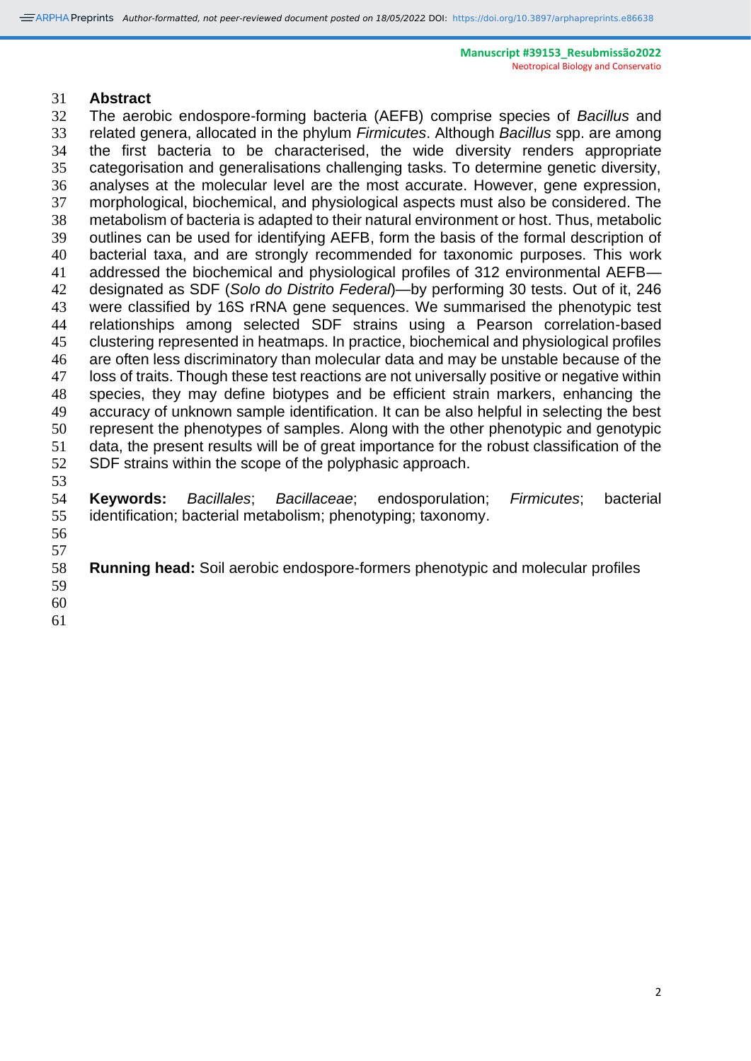## Abstract

The aerobic endospore-forming bacteria (AEFB) comprise species of *Bacillus* and related genera, allocated in the phylum *Firmicutes*. Although *Bacillus* spp. are among the first bacteria to be characterised, the wide diversity renders appropriate categorisation and generalisations challenging tasks. To determine genetic diversity, analyses at the molecular level are the most accurate. However, gene expression, morphological, biochemical, and physiological aspects must also be considered. The metabolism of bacteria is adapted to their natural environment or host. Thus, metabolic outlines can be used for identifying AEFB, form the basis of the formal description of bacterial taxa, and are strongly recommended for taxonomic purposes. This work addressed the biochemical and physiological profiles of 312 environmental AEFB—designated as SDF (*Solo do Distrito Federal*)—by performing 30 tests. Out of it, 246 were classified by 16S rRNA gene sequences. We summarised the phenotypic test relationships among selected SDF strains using a Pearson correlation-based clustering represented in heatmaps. In practice, biochemical and physiological profiles are often less discriminatory than molecular data and may be unstable because of the loss of traits. Though these test reactions are not universally positive or negative within species, they may define biotypes and be efficient strain markers, enhancing the accuracy of unknown sample identification. It can be also helpful in selecting the best represent the phenotypes of samples. Along with the other phenotypic and genotypic data, the present results will be of great importance for the robust classification of the SDF strains within the scope of the polyphasic approach.

**Keywords:** *Bacillales*; *Bacillaceae*; endosporulation; *Firmicutes*; bacterial identification; bacterial metabolism; phenotyping; taxonomy.

**Running head:** Soil aerobic endospore-formers phenotypic and molecular profiles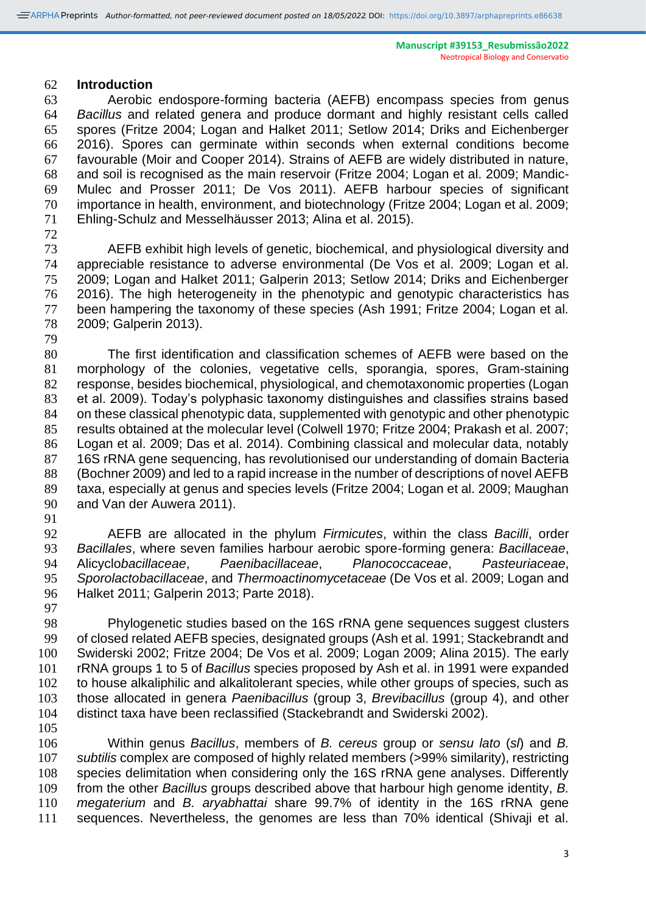## Introduction

Aerobic endospore-forming bacteria (AEFB) encompass species from genus *Bacillus* and related genera and produce dormant and highly resistant cells called spores (Fritze 2004; Logan and Halket 2011; Setlow 2014; Driks and Eichenberger 2016). Spores can germinate within seconds when external conditions become favourable (Moir and Cooper 2014). Strains of AEFB are widely distributed in nature, and soil is recognised as the main reservoir (Fritze 2004; Logan et al. 2009; Mandic-Mulec and Prosser 2011; De Vos 2011). AEFB harbour species of significant importance in health, environment, and biotechnology (Fritze 2004; Logan et al. 2009; Ehling-Schulz and Messelhäusser 2013; Alina et al. 2015).

AEFB exhibit high levels of genetic, biochemical, and physiological diversity and appreciable resistance to adverse environmental (De Vos et al. 2009; Logan et al. 2009; Logan and Halket 2011; Galperin 2013; Setlow 2014; Driks and Eichenberger 2016). The high heterogeneity in the phenotypic and genotypic characteristics has been hampering the taxonomy of these species (Ash 1991; Fritze 2004; Logan et al. 2009; Galperin 2013).

The first identification and classification schemes of AEFB were based on the morphology of the colonies, vegetative cells, sporangia, spores, Gram-staining response, besides biochemical, physiological, and chemotaxonomic properties (Logan et al. 2009). Today's polyphasic taxonomy distinguishes and classifies strains based on these classical phenotypic data, supplemented with genotypic and other phenotypic results obtained at the molecular level (Colwell 1970; Fritze 2004; Prakash et al. 2007; Logan et al. 2009; Das et al. 2014). Combining classical and molecular data, notably 16S rRNA gene sequencing, has revolutionised our understanding of domain Bacteria (Bochner 2009) and led to a rapid increase in the number of descriptions of novel AEFB taxa, especially at genus and species levels (Fritze 2004; Logan et al. 2009; Maughan and Van der Auwera 2011).

AEFB are allocated in the phylum *Firmicutes*, within the class *Bacilli*, order *Bacillales*, where seven families harbour aerobic spore-forming genera: *Bacillaceae*, Alicyclo*bacillaceae*, *Paenibacillaceae*, *Planococcaceae*, *Pasteuriaceae*, *Sporolactobacillaceae*, and *Thermoactinomycetaceae* (De Vos et al. 2009; Logan and Halket 2011; Galperin 2013; Parte 2018).

Phylogenetic studies based on the 16S rRNA gene sequences suggest clusters of closed related AEFB species, designated groups (Ash et al. 1991; Stackebrandt and Swiderski 2002; Fritze 2004; De Vos et al. 2009; Logan 2009; Alina 2015). The early rRNA groups 1 to 5 of *Bacillus* species proposed by Ash et al. in 1991 were expanded to house alkaliphilic and alkalitolerant species, while other groups of species, such as those allocated in genera *Paenibacillus* (group 3, *Brevibacillus* (group 4), and other distinct taxa have been reclassified (Stackebrandt and Swiderski 2002).

Within genus *Bacillus*, members of *B. cereus* group or *sensu lato* (*sl*) and *B. subtilis* complex are composed of highly related members (>99% similarity), restricting species delimitation when considering only the 16S rRNA gene analyses. Differently from the other *Bacillus* groups described above that harbour high genome identity, *B. megaterium* and *B. aryabhattai* share 99.7% of identity in the 16S rRNA gene sequences. Nevertheless, the genomes are less than 70% identical (Shivaji et al.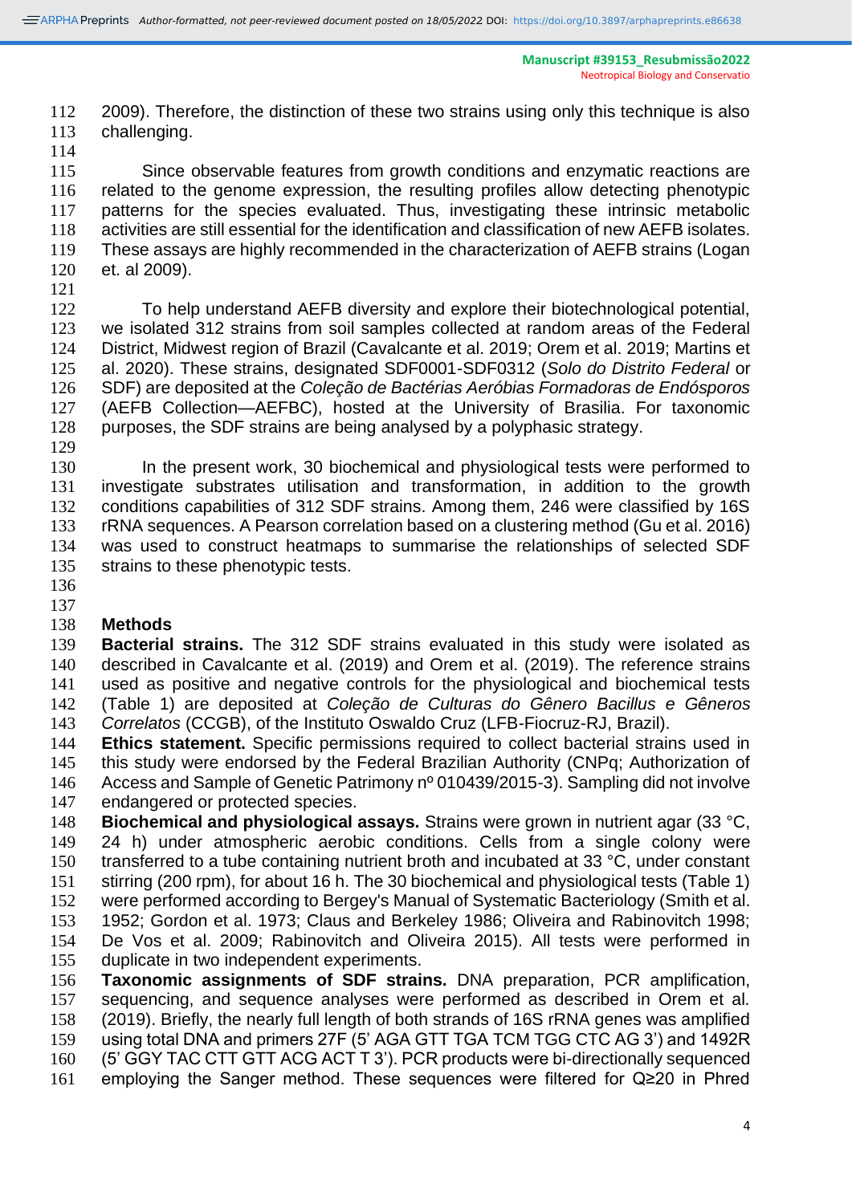2009). Therefore, the distinction of these two strains using only this technique is also challenging.

Since observable features from growth conditions and enzymatic reactions are related to the genome expression, the resulting profiles allow detecting phenotypic patterns for the species evaluated. Thus, investigating these intrinsic metabolic activities are still essential for the identification and classification of new AEFB isolates. These assays are highly recommended in the characterization of AEFB strains (Logan et. al 2009).

To help understand AEFB diversity and explore their biotechnological potential, we isolated 312 strains from soil samples collected at random areas of the Federal District, Midwest region of Brazil (Cavalcante et al. 2019; Orem et al. 2019; Martins et al. 2020). These strains, designated SDF0001-SDF0312 (*Solo do Distrito Federal* or SDF) are deposited at the *Coleção de Bactérias Aeróbias Formadoras de Endósporos* (AEFB Collection—AEFBC), hosted at the University of Brasilia. For taxonomic purposes, the SDF strains are being analysed by a polyphasic strategy.

In the present work, 30 biochemical and physiological tests were performed to investigate substrates utilisation and transformation, in addition to the growth conditions capabilities of 312 SDF strains. Among them, 246 were classified by 16S rRNA sequences. A Pearson correlation based on a clustering method (Gu et al. 2016) was used to construct heatmaps to summarise the relationships of selected SDF strains to these phenotypic tests.

## Methods

**Bacterial strains.** The 312 SDF strains evaluated in this study were isolated as described in Cavalcante et al. (2019) and Orem et al. (2019). The reference strains used as positive and negative controls for the physiological and biochemical tests (Table 1) are deposited at *Coleção de Culturas do Gênero Bacillus e Gêneros Correlatos* (CCGB), of the Instituto Oswaldo Cruz (LFB-Fiocruz-RJ, Brazil).

**Ethics statement.** Specific permissions required to collect bacterial strains used in this study were endorsed by the Federal Brazilian Authority (CNPq; Authorization of Access and Sample of Genetic Patrimony nº 010439/2015-3). Sampling did not involve endangered or protected species.

**Biochemical and physiological assays.** Strains were grown in nutrient agar (33 °C, 24 h) under atmospheric aerobic conditions. Cells from a single colony were transferred to a tube containing nutrient broth and incubated at 33 °C, under constant stirring (200 rpm), for about 16 h. The 30 biochemical and physiological tests (Table 1) were performed according to Bergey's Manual of Systematic Bacteriology (Smith et al. 1952; Gordon et al. 1973; Claus and Berkeley 1986; Oliveira and Rabinovitch 1998; De Vos et al. 2009; Rabinovitch and Oliveira 2015). All tests were performed in duplicate in two independent experiments.

**Taxonomic assignments of SDF strains.** DNA preparation, PCR amplification, sequencing, and sequence analyses were performed as described in Orem et al. (2019). Briefly, the nearly full length of both strands of 16S rRNA genes was amplified using total DNA and primers 27F (5' AGA GTT TGA TCM TGG CTC AG 3') and 1492R (5' GGY TAC CTT GTT ACG ACT T 3'). PCR products were bi-directionally sequenced employing the Sanger method. These sequences were filtered for Q≥20 in Phred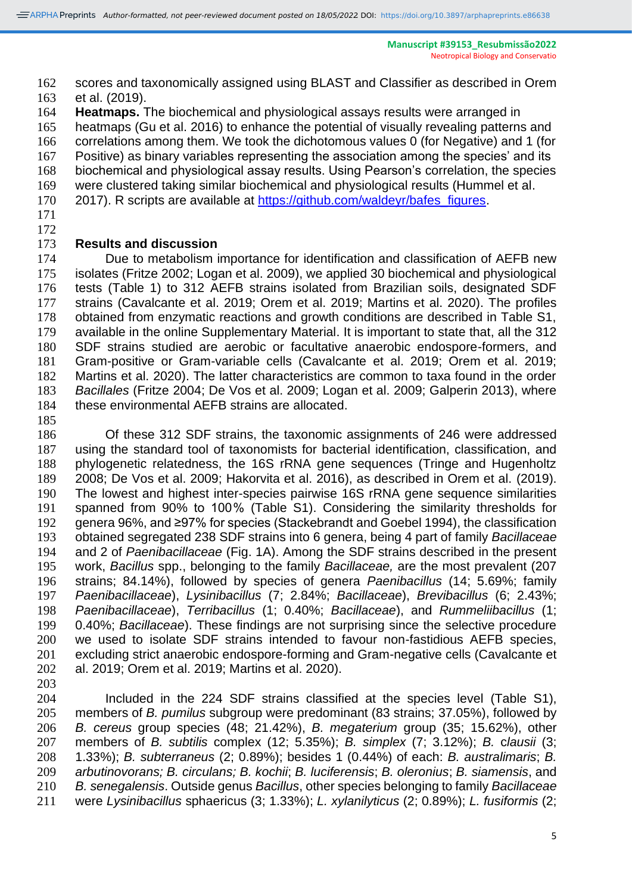scores and taxonomically assigned using BLAST and Classifier as described in Orem et al. (2019).

**Heatmaps.** The biochemical and physiological assays results were arranged in heatmaps (Gu et al. 2016) to enhance the potential of visually revealing patterns and correlations among them. We took the dichotomous values 0 (for Negative) and 1 (for Positive) as binary variables representing the association among the species' and its biochemical and physiological assay results. Using Pearson's correlation, the species were clustered taking similar biochemical and physiological results (Hummel et al. 2017). R scripts are available at https://github.com/waldeyr/bafes_figures.

## Results and discussion

Due to metabolism importance for identification and classification of AEFB new isolates (Fritze 2002; Logan et al. 2009), we applied 30 biochemical and physiological tests (Table 1) to 312 AEFB strains isolated from Brazilian soils, designated SDF strains (Cavalcante et al. 2019; Orem et al. 2019; Martins et al. 2020). The profiles obtained from enzymatic reactions and growth conditions are described in Table S1, available in the online Supplementary Material. It is important to state that, all the 312 SDF strains studied are aerobic or facultative anaerobic endospore-formers, and Gram-positive or Gram-variable cells (Cavalcante et al. 2019; Orem et al. 2019; Martins et al. 2020). The latter characteristics are common to taxa found in the order *Bacillales* (Fritze 2004; De Vos et al. 2009; Logan et al. 2009; Galperin 2013), where these environmental AEFB strains are allocated.

Of these 312 SDF strains, the taxonomic assignments of 246 were addressed using the standard tool of taxonomists for bacterial identification, classification, and phylogenetic relatedness, the 16S rRNA gene sequences (Tringe and Hugenholtz 2008; De Vos et al. 2009; Hakorvita et al. 2016), as described in Orem et al. (2019). The lowest and highest inter-species pairwise 16S rRNA gene sequence similarities spanned from 90% to 100% (Table S1). Considering the similarity thresholds for genera 96%, and ≥97% for species (Stackebrandt and Goebel 1994), the classification obtained segregated 238 SDF strains into 6 genera, being 4 part of family *Bacillaceae* and 2 of *Paenibacillaceae* (Fig. 1A). Among the SDF strains described in the present work, *Bacillus* spp., belonging to the family *Bacillaceae,* are the most prevalent (207 strains; 84.14%), followed by species of genera *Paenibacillus* (14; 5.69%; family *Paenibacillaceae*), *Lysinibacillus* (7; 2.84%; *Bacillaceae*), *Brevibacillus* (6; 2.43%; *Paenibacillaceae*), *Terribacillus* (1; 0.40%; *Bacillaceae*), and *Rummeliibacillus* (1; 0.40%; *Bacillaceae*). These findings are not surprising since the selective procedure we used to isolate SDF strains intended to favour non-fastidious AEFB species, excluding strict anaerobic endospore-forming and Gram-negative cells (Cavalcante et al. 2019; Orem et al. 2019; Martins et al. 2020).

Included in the 224 SDF strains classified at the species level (Table S1), members of *B. pumilus* subgroup were predominant (83 strains; 37.05%), followed by *B. cereus* group species (48; 21.42%), *B. megaterium* group (35; 15.62%), other members of *B. subtilis* complex (12; 5.35%); *B. simplex* (7; 3.12%); *B. clausii* (3; 1.33%); *B. subterraneus* (2; 0.89%); besides 1 (0.44%) of each: *B. australimaris*; *B. arbutinovorans; B. circulans; B. kochii*; *B. luciferensis*; *B. oleronius*; *B. siamensis*, and *B. senegalensis*. Outside genus *Bacillus*, other species belonging to family *Bacillaceae* were *Lysinibacillus* sphaericus (3; 1.33%); *L. xylanilyticus* (2; 0.89%); *L. fusiformis* (2;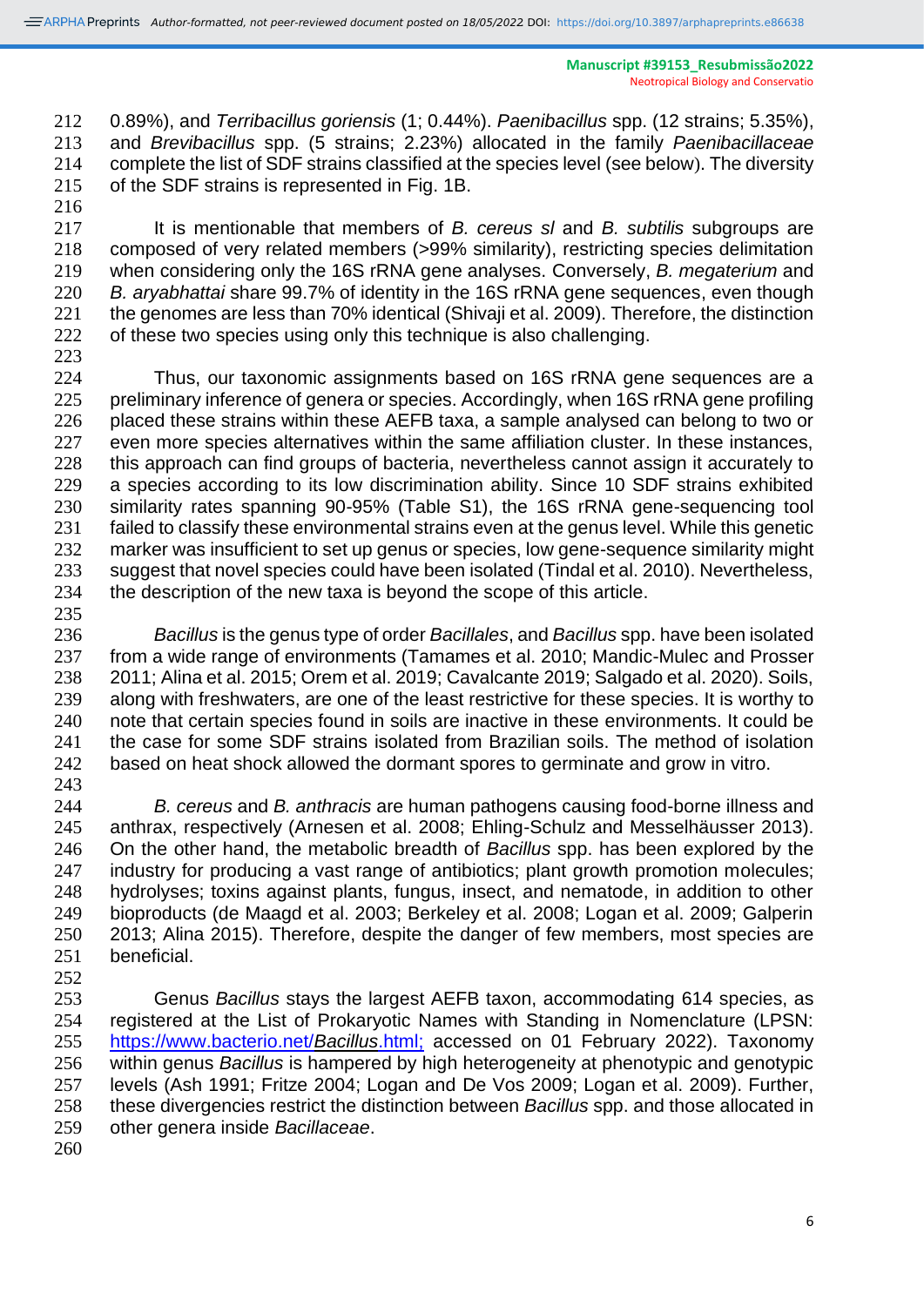0.89%), and *Terribacillus goriensis* (1; 0.44%). *Paenibacillus* spp. (12 strains; 5.35%), and *Brevibacillus* spp. (5 strains; 2.23%) allocated in the family *Paenibacillaceae* complete the list of SDF strains classified at the species level (see below). The diversity of the SDF strains is represented in Fig. 1B.

It is mentionable that members of *B. cereus sl* and *B. subtilis* subgroups are composed of very related members (>99% similarity), restricting species delimitation when considering only the 16S rRNA gene analyses. Conversely, *B. megaterium* and *B. aryabhattai* share 99.7% of identity in the 16S rRNA gene sequences, even though the genomes are less than 70% identical (Shivaji et al. 2009). Therefore, the distinction of these two species using only this technique is also challenging.

Thus, our taxonomic assignments based on 16S rRNA gene sequences are a preliminary inference of genera or species. Accordingly, when 16S rRNA gene profiling placed these strains within these AEFB taxa, a sample analysed can belong to two or even more species alternatives within the same affiliation cluster. In these instances, this approach can find groups of bacteria, nevertheless cannot assign it accurately to a species according to its low discrimination ability. Since 10 SDF strains exhibited similarity rates spanning 90-95% (Table S1), the 16S rRNA gene-sequencing tool failed to classify these environmental strains even at the genus level. While this genetic marker was insufficient to set up genus or species, low gene-sequence similarity might suggest that novel species could have been isolated (Tindal et al. 2010). Nevertheless, the description of the new taxa is beyond the scope of this article.

*Bacillus* is the genus type of order *Bacillales*, and *Bacillus* spp. have been isolated from a wide range of environments (Tamames et al. 2010; Mandic-Mulec and Prosser 2011; Alina et al. 2015; Orem et al. 2019; Cavalcante 2019; Salgado et al. 2020). Soils, along with freshwaters, are one of the least restrictive for these species. It is worthy to note that certain species found in soils are inactive in these environments. It could be the case for some SDF strains isolated from Brazilian soils. The method of isolation based on heat shock allowed the dormant spores to germinate and grow in vitro.

*B. cereus* and *B. anthracis* are human pathogens causing food-borne illness and anthrax, respectively (Arnesen et al. 2008; Ehling-Schulz and Messelhäusser 2013). On the other hand, the metabolic breadth of *Bacillus* spp. has been explored by the industry for producing a vast range of antibiotics; plant growth promotion molecules; hydrolyses; toxins against plants, fungus, insect, and nematode, in addition to other bioproducts (de Maagd et al. 2003; Berkeley et al. 2008; Logan et al. 2009; Galperin 2013; Alina 2015). Therefore, despite the danger of few members, most species are beneficial.

Genus *Bacillus* stays the largest AEFB taxon, accommodating 614 species, as registered at the List of Prokaryotic Names with Standing in Nomenclature (LPSN: https://www.bacterio.net/*Bacillus*.html; accessed on 01 February 2022). Taxonomy within genus *Bacillus* is hampered by high heterogeneity at phenotypic and genotypic levels (Ash 1991; Fritze 2004; Logan and De Vos 2009; Logan et al. 2009). Further, these divergencies restrict the distinction between *Bacillus* spp. and those allocated in other genera inside *Bacillaceae*.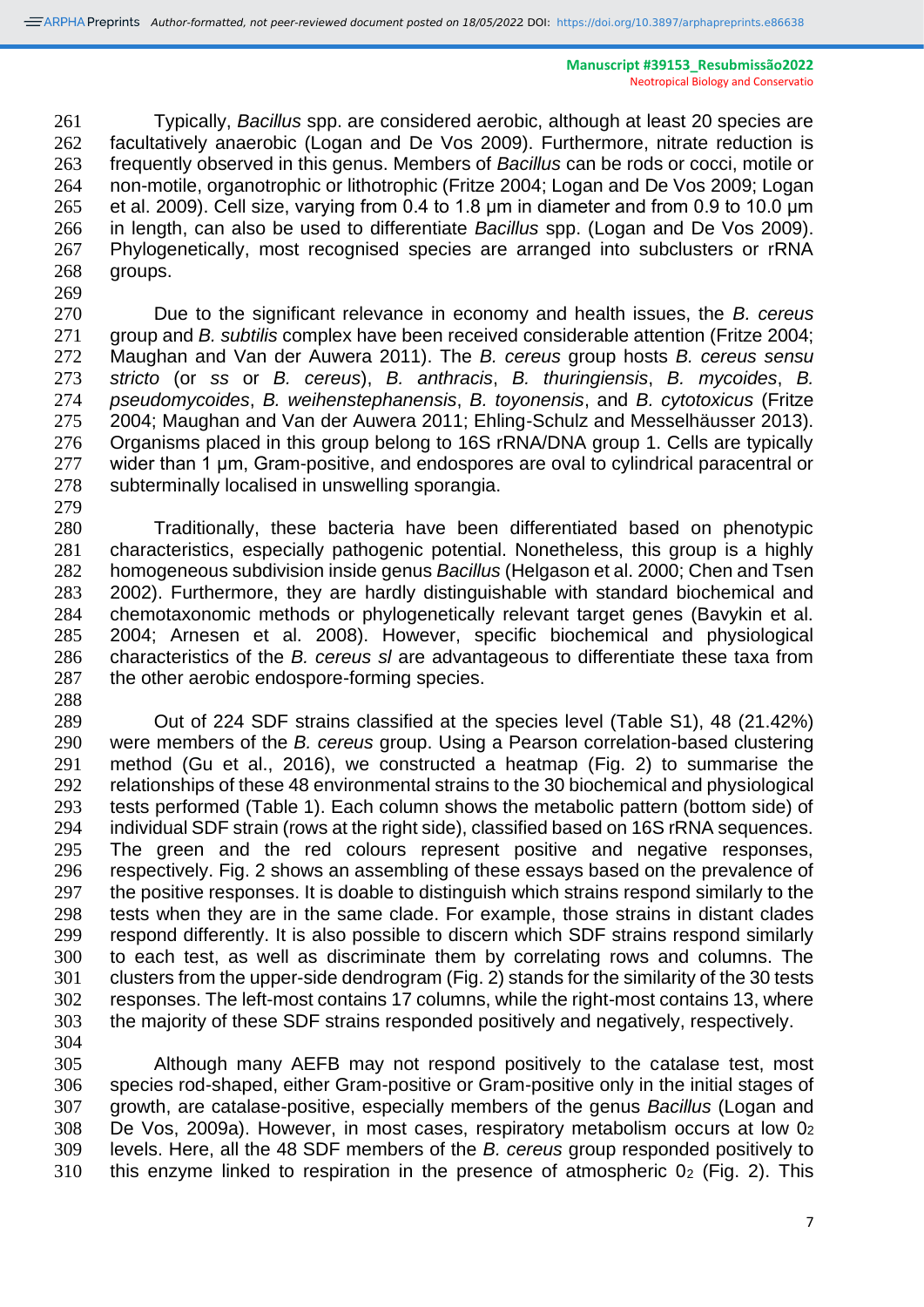Typically, *Bacillus* spp. are considered aerobic, although at least 20 species are facultatively anaerobic (Logan and De Vos 2009). Furthermore, nitrate reduction is frequently observed in this genus. Members of *Bacillus* can be rods or cocci, motile or non-motile, organotrophic or lithotrophic (Fritze 2004; Logan and De Vos 2009; Logan et al. 2009). Cell size, varying from 0.4 to 1.8 µm in diameter and from 0.9 to 10.0 µm in length, can also be used to differentiate *Bacillus* spp. (Logan and De Vos 2009). Phylogenetically, most recognised species are arranged into subclusters or rRNA groups.

Due to the significant relevance in economy and health issues, the *B. cereus* group and *B. subtilis* complex have been received considerable attention (Fritze 2004; Maughan and Van der Auwera 2011). The *B. cereus* group hosts *B. cereus sensu stricto* (or *ss* or *B. cereus*), *B. anthracis*, *B. thuringiensis*, *B. mycoides*, *B. pseudomycoides*, *B. weihenstephanensis*, *B. toyonensis*, and *B. cytotoxicus* (Fritze 2004; Maughan and Van der Auwera 2011; Ehling-Schulz and Messelhäusser 2013). Organisms placed in this group belong to 16S rRNA/DNA group 1. Cells are typically wider than 1 µm, Gram-positive, and endospores are oval to cylindrical paracentral or subterminally localised in unswelling sporangia.

Traditionally, these bacteria have been differentiated based on phenotypic characteristics, especially pathogenic potential. Nonetheless, this group is a highly homogeneous subdivision inside genus *Bacillus* (Helgason et al. 2000; Chen and Tsen 2002). Furthermore, they are hardly distinguishable with standard biochemical and chemotaxonomic methods or phylogenetically relevant target genes (Bavykin et al. 2004; Arnesen et al. 2008). However, specific biochemical and physiological characteristics of the *B. cereus sl* are advantageous to differentiate these taxa from the other aerobic endospore-forming species.

Out of 224 SDF strains classified at the species level (Table S1), 48 (21.42%) were members of the *B. cereus* group. Using a Pearson correlation-based clustering method (Gu et al., 2016), we constructed a heatmap (Fig. 2) to summarise the relationships of these 48 environmental strains to the 30 biochemical and physiological tests performed (Table 1). Each column shows the metabolic pattern (bottom side) of individual SDF strain (rows at the right side), classified based on 16S rRNA sequences. The green and the red colours represent positive and negative responses, respectively. Fig. 2 shows an assembling of these essays based on the prevalence of the positive responses. It is doable to distinguish which strains respond similarly to the tests when they are in the same clade. For example, those strains in distant clades respond differently. It is also possible to discern which SDF strains respond similarly to each test, as well as discriminate them by correlating rows and columns. The clusters from the upper-side dendrogram (Fig. 2) stands for the similarity of the 30 tests responses. The left-most contains 17 columns, while the right-most contains 13, where the majority of these SDF strains responded positively and negatively, respectively.

Although many AEFB may not respond positively to the catalase test, most species rod-shaped, either Gram-positive or Gram-positive only in the initial stages of growth, are catalase-positive, especially members of the genus *Bacillus* (Logan and De Vos, 2009a). However, in most cases, respiratory metabolism occurs at low $0_2$ levels. Here, all the 48 SDF members of the *B. cereus* group responded positively to this enzyme linked to respiration in the presence of atmospheric $0_2$ (Fig. 2). This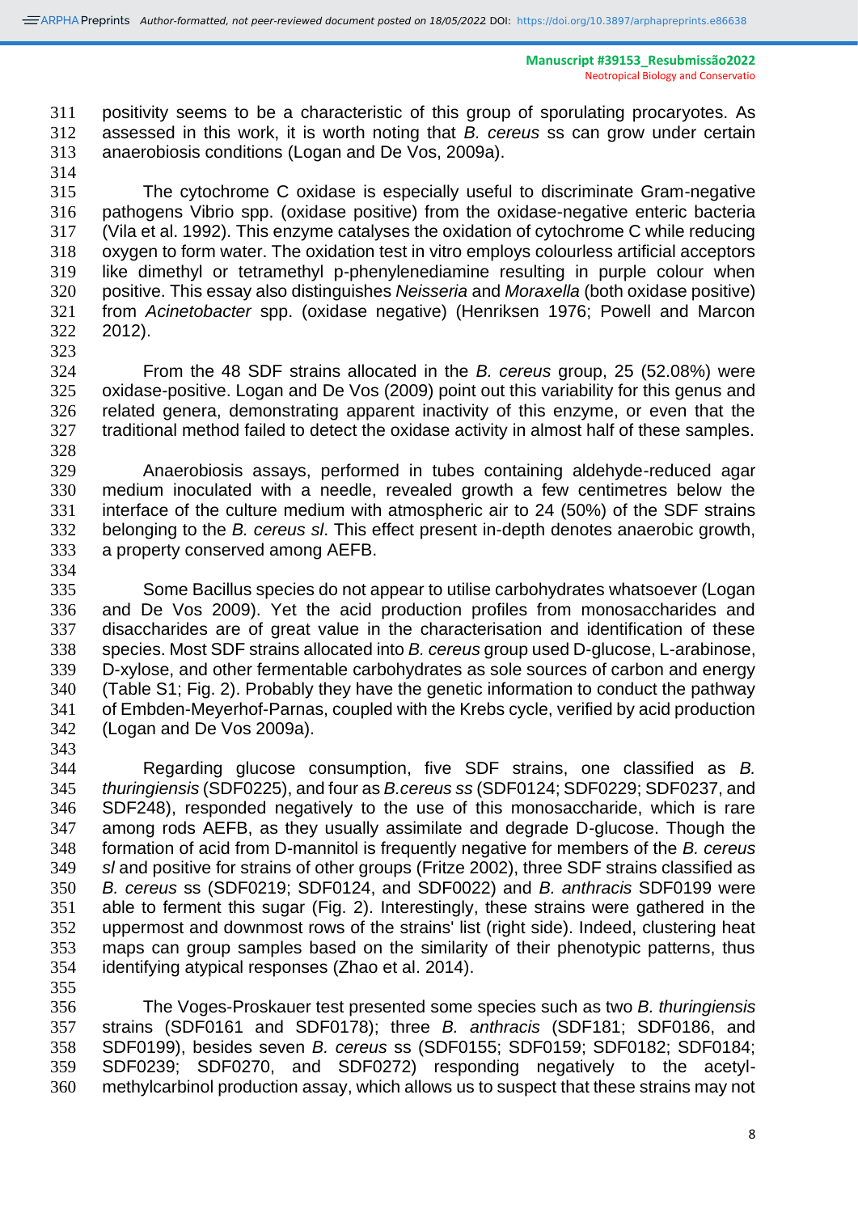positivity seems to be a characteristic of this group of sporulating procaryotes. As assessed in this work, it is worth noting that *B. cereus* ss can grow under certain anaerobiosis conditions (Logan and De Vos, 2009a).

The cytochrome C oxidase is especially useful to discriminate Gram-negative pathogens Vibrio spp. (oxidase positive) from the oxidase-negative enteric bacteria (Vila et al. 1992). This enzyme catalyses the oxidation of cytochrome C while reducing oxygen to form water. The oxidation test in vitro employs colourless artificial acceptors like dimethyl or tetramethyl p-phenylenediamine resulting in purple colour when positive. This essay also distinguishes *Neisseria* and *Moraxella* (both oxidase positive) from *Acinetobacter* spp. (oxidase negative) (Henriksen 1976; Powell and Marcon 2012).

From the 48 SDF strains allocated in the *B. cereus* group, 25 (52.08%) were oxidase-positive. Logan and De Vos (2009) point out this variability for this genus and related genera, demonstrating apparent inactivity of this enzyme, or even that the traditional method failed to detect the oxidase activity in almost half of these samples.

Anaerobiosis assays, performed in tubes containing aldehyde-reduced agar medium inoculated with a needle, revealed growth a few centimetres below the interface of the culture medium with atmospheric air to 24 (50%) of the SDF strains belonging to the *B. cereus sl*. This effect present in-depth denotes anaerobic growth, a property conserved among AEFB.

Some Bacillus species do not appear to utilise carbohydrates whatsoever (Logan and De Vos 2009). Yet the acid production profiles from monosaccharides and disaccharides are of great value in the characterisation and identification of these species. Most SDF strains allocated into *B. cereus* group used D-glucose, L-arabinose, D-xylose, and other fermentable carbohydrates as sole sources of carbon and energy (Table S1; Fig. 2). Probably they have the genetic information to conduct the pathway of Embden-Meyerhof-Parnas, coupled with the Krebs cycle, verified by acid production (Logan and De Vos 2009a).

Regarding glucose consumption, five SDF strains, one classified as *B. thuringiensis* (SDF0225), and four as *B.cereus ss* (SDF0124; SDF0229; SDF0237, and SDF248), responded negatively to the use of this monosaccharide, which is rare among rods AEFB, as they usually assimilate and degrade D-glucose. Though the formation of acid from D-mannitol is frequently negative for members of the *B. cereus sl* and positive for strains of other groups (Fritze 2002), three SDF strains classified as *B. cereus* ss (SDF0219; SDF0124, and SDF0022) and *B. anthracis* SDF0199 were able to ferment this sugar (Fig. 2). Interestingly, these strains were gathered in the uppermost and downmost rows of the strains' list (right side). Indeed, clustering heat maps can group samples based on the similarity of their phenotypic patterns, thus identifying atypical responses (Zhao et al. 2014).

The Voges-Proskauer test presented some species such as two *B. thuringiensis* strains (SDF0161 and SDF0178); three *B. anthracis* (SDF181; SDF0186, and SDF0199), besides seven *B. cereus* ss (SDF0155; SDF0159; SDF0182; SDF0184; SDF0239; SDF0270, and SDF0272) responding negatively to the acetyl-methylcarbinol production assay, which allows us to suspect that these strains may not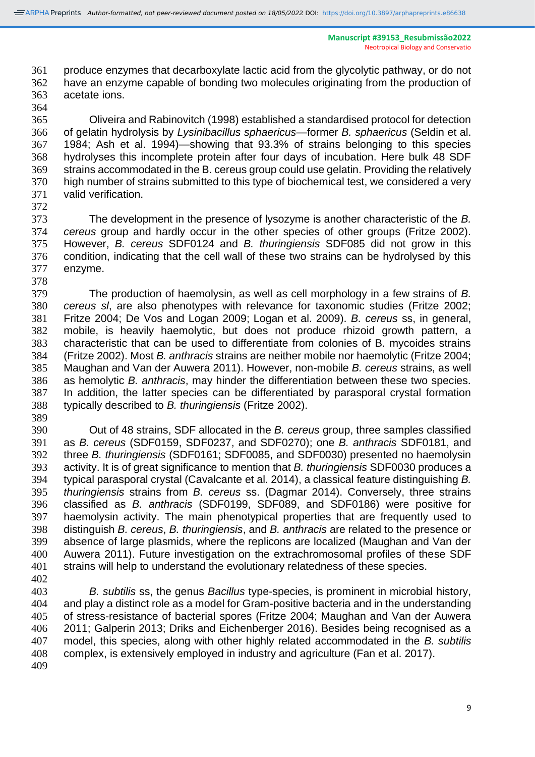produce enzymes that decarboxylate lactic acid from the glycolytic pathway, or do not have an enzyme capable of bonding two molecules originating from the production of acetate ions.

Oliveira and Rabinovitch (1998) established a standardised protocol for detection of gelatin hydrolysis by *Lysinibacillus sphaericus*—former *B. sphaericus* (Seldin et al. 1984; Ash et al. 1994)—showing that 93.3% of strains belonging to this species hydrolyses this incomplete protein after four days of incubation. Here bulk 48 SDF strains accommodated in the B. cereus group could use gelatin. Providing the relatively high number of strains submitted to this type of biochemical test, we considered a very valid verification.

The development in the presence of lysozyme is another characteristic of the *B. cereus* group and hardly occur in the other species of other groups (Fritze 2002). However, *B. cereus* SDF0124 and *B. thuringiensis* SDF085 did not grow in this condition, indicating that the cell wall of these two strains can be hydrolysed by this enzyme.

The production of haemolysin, as well as cell morphology in a few strains of *B. cereus sl*, are also phenotypes with relevance for taxonomic studies (Fritze 2002; Fritze 2004; De Vos and Logan 2009; Logan et al. 2009). *B. cereus* ss, in general, mobile, is heavily haemolytic, but does not produce rhizoid growth pattern, a characteristic that can be used to differentiate from colonies of B. mycoides strains (Fritze 2002). Most *B. anthracis* strains are neither mobile nor haemolytic (Fritze 2004; Maughan and Van der Auwera 2011). However, non-mobile *B. cereus* strains, as well as hemolytic *B. anthracis*, may hinder the differentiation between these two species. In addition, the latter species can be differentiated by parasporal crystal formation typically described to *B. thuringiensis* (Fritze 2002).

Out of 48 strains, SDF allocated in the *B. cereus* group, three samples classified as *B. cereus* (SDF0159, SDF0237, and SDF0270); one *B. anthracis* SDF0181, and three *B. thuringiensis* (SDF0161; SDF0085, and SDF0030) presented no haemolysin activity. It is of great significance to mention that *B. thuringiensis* SDF0030 produces a typical parasporal crystal (Cavalcante et al. 2014), a classical feature distinguishing *B. thuringiensis* strains from *B. cereus* ss. (Dagmar 2014). Conversely, three strains classified as *B. anthracis* (SDF0199, SDF089, and SDF0186) were positive for haemolysin activity. The main phenotypical properties that are frequently used to distinguish *B. cereus*, *B. thuringiensis*, and *B. anthracis* are related to the presence or absence of large plasmids, where the replicons are localized (Maughan and Van der Auwera 2011). Future investigation on the extrachromosomal profiles of these SDF strains will help to understand the evolutionary relatedness of these species.

*B. subtilis* ss, the genus *Bacillus* type-species, is prominent in microbial history, and play a distinct role as a model for Gram-positive bacteria and in the understanding of stress-resistance of bacterial spores (Fritze 2004; Maughan and Van der Auwera 2011; Galperin 2013; Driks and Eichenberger 2016). Besides being recognised as a model, this species, along with other highly related accommodated in the *B. subtilis* complex, is extensively employed in industry and agriculture (Fan et al. 2017).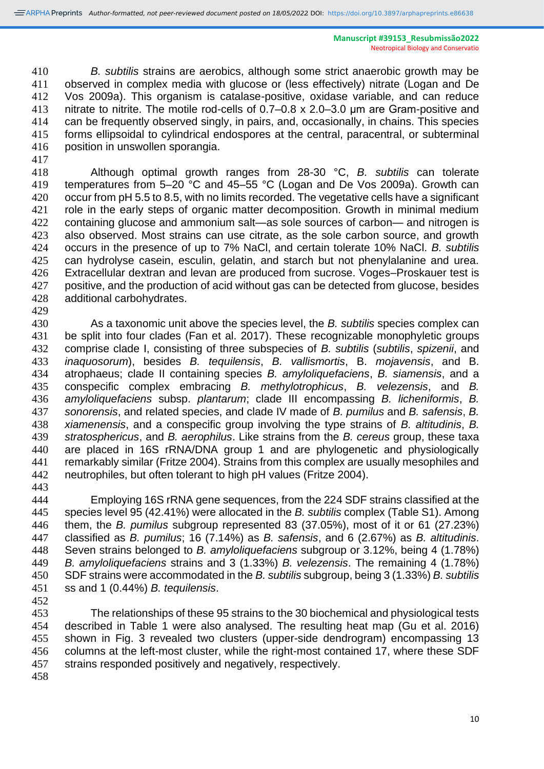*B. subtilis* strains are aerobics, although some strict anaerobic growth may be observed in complex media with glucose or (less effectively) nitrate (Logan and De Vos 2009a). This organism is catalase-positive, oxidase variable, and can reduce nitrate to nitrite. The motile rod-cells of 0.7–0.8 x 2.0–3.0 µm are Gram-positive and can be frequently observed singly, in pairs, and, occasionally, in chains. This species forms ellipsoidal to cylindrical endospores at the central, paracentral, or subterminal position in unswollen sporangia.

Although optimal growth ranges from 28-30 °C, *B. subtilis* can tolerate temperatures from 5–20 °C and 45–55 °C (Logan and De Vos 2009a). Growth can occur from pH 5.5 to 8.5, with no limits recorded. The vegetative cells have a significant role in the early steps of organic matter decomposition. Growth in minimal medium containing glucose and ammonium salt—as sole sources of carbon— and nitrogen is also observed. Most strains can use citrate, as the sole carbon source, and growth occurs in the presence of up to 7% NaCl, and certain tolerate 10% NaCl. *B. subtilis* can hydrolyse casein, esculin, gelatin, and starch but not phenylalanine and urea. Extracellular dextran and levan are produced from sucrose. Voges–Proskauer test is positive, and the production of acid without gas can be detected from glucose, besides additional carbohydrates.

As a taxonomic unit above the species level, the *B. subtilis* species complex can be split into four clades (Fan et al. 2017). These recognizable monophyletic groups comprise clade I, consisting of three subspecies of *B. subtilis* (*subtilis*, *spizenii*, and *inaquosorum*), besides *B. tequilensis*, *B. vallismortis*, B. *mojavensis*, and B. atrophaeus; clade II containing species *B. amyloliquefaciens*, *B. siamensis*, and a conspecific complex embracing *B. methylotrophicus*, *B. velezensis*, and *B. amyloliquefaciens* subsp. *plantarum*; clade III encompassing *B. licheniformis*, *B. sonorensis*, and related species, and clade IV made of *B. pumilus* and *B. safensis*, *B. xiamenensis*, and a conspecific group involving the type strains of *B. altitudinis*, *B. stratosphericus*, and *B. aerophilus*. Like strains from the *B. cereus* group, these taxa are placed in 16S rRNA/DNA group 1 and are phylogenetic and physiologically remarkably similar (Fritze 2004). Strains from this complex are usually mesophiles and neutrophiles, but often tolerant to high pH values (Fritze 2004).

Employing 16S rRNA gene sequences, from the 224 SDF strains classified at the species level 95 (42.41%) were allocated in the *B. subtilis* complex (Table S1). Among them, the *B. pumilus* subgroup represented 83 (37.05%), most of it or 61 (27.23%) classified as *B. pumilus*; 16 (7.14%) as *B. safensis*, and 6 (2.67%) as *B. altitudinis*. Seven strains belonged to *B. amyloliquefaciens* subgroup or 3.12%, being 4 (1.78%) *B. amyloliquefaciens* strains and 3 (1.33%) *B. velezensis*. The remaining 4 (1.78%) SDF strains were accommodated in the *B. subtilis* subgroup, being 3 (1.33%) *B. subtilis* ss and 1 (0.44%) *B. tequilensis*.

The relationships of these 95 strains to the 30 biochemical and physiological tests described in Table 1 were also analysed. The resulting heat map (Gu et al. 2016) shown in Fig. 3 revealed two clusters (upper-side dendrogram) encompassing 13 columns at the left-most cluster, while the right-most contained 17, where these SDF strains responded positively and negatively, respectively.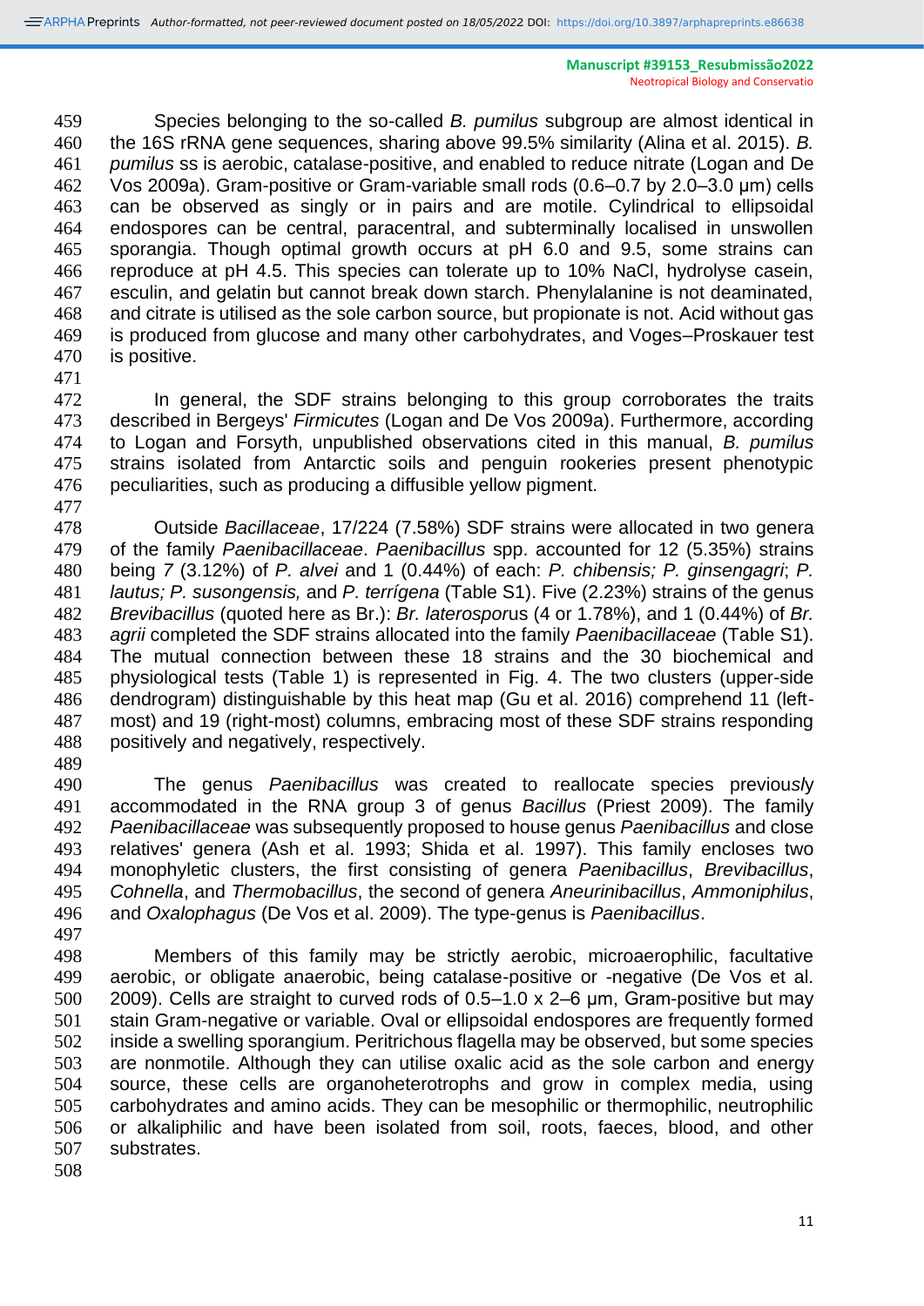Species belonging to the so-called *B. pumilus* subgroup are almost identical in the 16S rRNA gene sequences, sharing above 99.5% similarity (Alina et al. 2015). *B. pumilus* ss is aerobic, catalase-positive, and enabled to reduce nitrate (Logan and De Vos 2009a). Gram-positive or Gram-variable small rods (0.6–0.7 by 2.0–3.0 µm) cells can be observed as singly or in pairs and are motile. Cylindrical to ellipsoidal endospores can be central, paracentral, and subterminally localised in unswollen sporangia. Though optimal growth occurs at pH 6.0 and 9.5, some strains can reproduce at pH 4.5. This species can tolerate up to 10% NaCl, hydrolyse casein, esculin, and gelatin but cannot break down starch. Phenylalanine is not deaminated, and citrate is utilised as the sole carbon source, but propionate is not. Acid without gas is produced from glucose and many other carbohydrates, and Voges–Proskauer test is positive.

In general, the SDF strains belonging to this group corroborates the traits described in Bergeys' *Firmicutes* (Logan and De Vos 2009a). Furthermore, according to Logan and Forsyth, unpublished observations cited in this manual, *B. pumilus* strains isolated from Antarctic soils and penguin rookeries present phenotypic peculiarities, such as producing a diffusible yellow pigment.

Outside *Bacillaceae*, 17/224 (7.58%) SDF strains were allocated in two genera of the family *Paenibacillaceae*. *Paenibacillus* spp. accounted for 12 (5.35%) strains being *7* (3.12%) of *P. alvei* and 1 (0.44%) of each: *P. chibensis; P. ginsengagri*; *P. lautus; P. susongensis,* and *P. terrígena* (Table S1). Five (2.23%) strains of the genus *Brevibacillus* (quoted here as Br.): *Br. laterosporus* (4 or 1.78%), and 1 (0.44%) of *Br. agrii* completed the SDF strains allocated into the family *Paenibacillaceae* (Table S1). The mutual connection between these 18 strains and the 30 biochemical and physiological tests (Table 1) is represented in Fig. 4. The two clusters (upper-side dendrogram) distinguishable by this heat map (Gu et al. 2016) comprehend 11 (left-most) and 19 (right-most) columns, embracing most of these SDF strains responding positively and negatively, respectively.

The genus *Paenibacillus* was created to reallocate species previously accommodated in the RNA group 3 of genus *Bacillus* (Priest 2009). The family *Paenibacillaceae* was subsequently proposed to house genus *Paenibacillus* and close relatives' genera (Ash et al. 1993; Shida et al. 1997). This family encloses two monophyletic clusters, the first consisting of genera *Paenibacillus*, *Brevibacillus*, *Cohnella*, and *Thermobacillus*, the second of genera *Aneurinibacillus*, *Ammoniphilus*, and *Oxalophagus* (De Vos et al. 2009). The type-genus is *Paenibacillus*.

Members of this family may be strictly aerobic, microaerophilic, facultative aerobic, or obligate anaerobic, being catalase-positive or -negative (De Vos et al. 2009). Cells are straight to curved rods of 0.5–1.0 x 2–6 µm, Gram-positive but may stain Gram-negative or variable. Oval or ellipsoidal endospores are frequently formed inside a swelling sporangium. Peritrichous flagella may be observed, but some species are nonmotile. Although they can utilise oxalic acid as the sole carbon and energy source, these cells are organoheterotrophs and grow in complex media, using carbohydrates and amino acids. They can be mesophilic or thermophilic, neutrophilic or alkaliphilic and have been isolated from soil, roots, faeces, blood, and other substrates.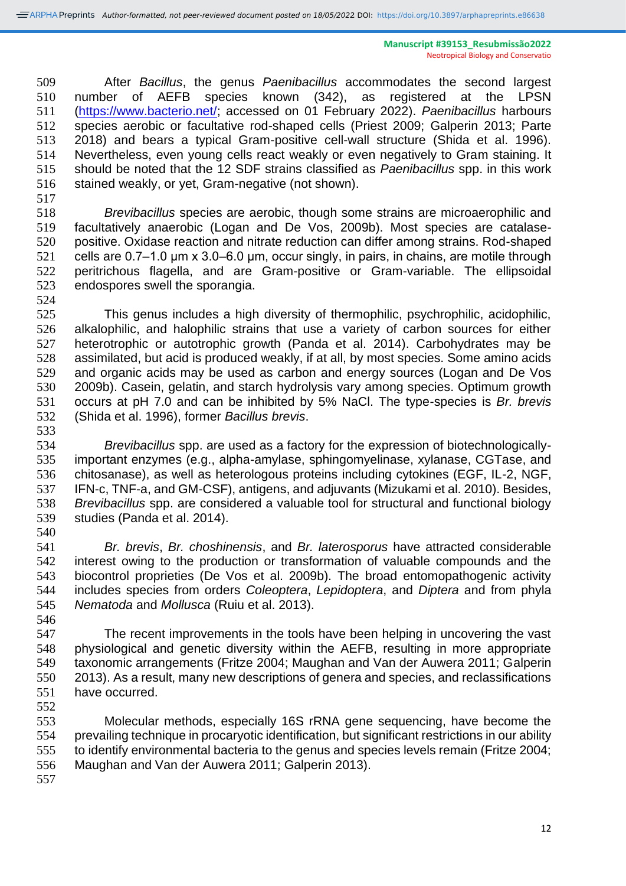After *Bacillus*, the genus *Paenibacillus* accommodates the second largest number of AEFB species known (342), as registered at the LPSN (https://www.bacterio.net/; accessed on 01 February 2022). *Paenibacillus* harbours species aerobic or facultative rod-shaped cells (Priest 2009; Galperin 2013; Parte 2018) and bears a typical Gram-positive cell-wall structure (Shida et al. 1996). Nevertheless, even young cells react weakly or even negatively to Gram staining. It should be noted that the 12 SDF strains classified as *Paenibacillus* spp. in this work stained weakly, or yet, Gram-negative (not shown).

*Brevibacillus* species are aerobic, though some strains are microaerophilic and facultatively anaerobic (Logan and De Vos, 2009b). Most species are catalase-positive. Oxidase reaction and nitrate reduction can differ among strains. Rod-shaped cells are 0.7–1.0 µm x 3.0–6.0 µm, occur singly, in pairs, in chains, are motile through peritrichous flagella, and are Gram-positive or Gram-variable. The ellipsoidal endospores swell the sporangia.

This genus includes a high diversity of thermophilic, psychrophilic, acidophilic, alkalophilic, and halophilic strains that use a variety of carbon sources for either heterotrophic or autotrophic growth (Panda et al. 2014). Carbohydrates may be assimilated, but acid is produced weakly, if at all, by most species. Some amino acids and organic acids may be used as carbon and energy sources (Logan and De Vos 2009b). Casein, gelatin, and starch hydrolysis vary among species. Optimum growth occurs at pH 7.0 and can be inhibited by 5% NaCl. The type-species is *Br. brevis* (Shida et al. 1996), former *Bacillus brevis*.

*Brevibacillus* spp. are used as a factory for the expression of biotechnologically-important enzymes (e.g., alpha-amylase, sphingomyelinase, xylanase, CGTase, and chitosanase), as well as heterologous proteins including cytokines (EGF, IL-2, NGF, IFN-c, TNF-a, and GM-CSF), antigens, and adjuvants (Mizukami et al. 2010). Besides, *Brevibacillus* spp. are considered a valuable tool for structural and functional biology studies (Panda et al. 2014).

*Br. brevis*, *Br. choshinensis*, and *Br. laterosporus* have attracted considerable interest owing to the production or transformation of valuable compounds and the biocontrol proprieties (De Vos et al. 2009b). The broad entomopathogenic activity includes species from orders *Coleoptera*, *Lepidoptera*, and *Diptera* and from phyla *Nematoda* and *Mollusca* (Ruiu et al. 2013).

The recent improvements in the tools have been helping in uncovering the vast physiological and genetic diversity within the AEFB, resulting in more appropriate taxonomic arrangements (Fritze 2004; Maughan and Van der Auwera 2011; Galperin 2013). As a result, many new descriptions of genera and species, and reclassifications have occurred.

Molecular methods, especially 16S rRNA gene sequencing, have become the prevailing technique in procaryotic identification, but significant restrictions in our ability to identify environmental bacteria to the genus and species levels remain (Fritze 2004; Maughan and Van der Auwera 2011; Galperin 2013).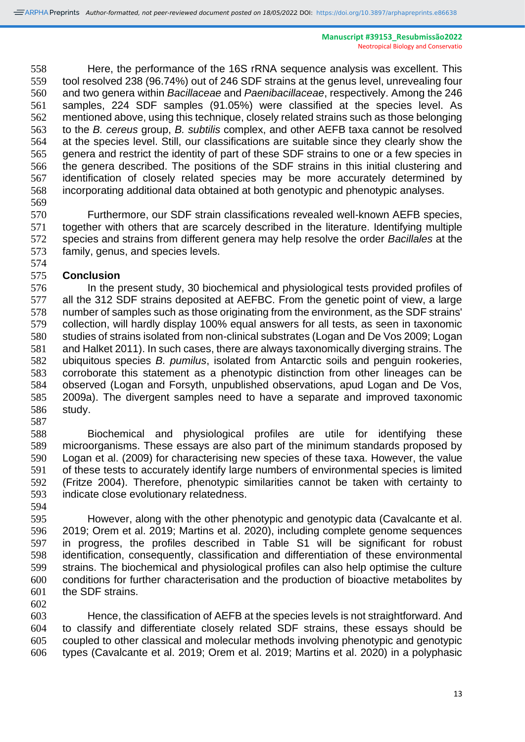Here, the performance of the 16S rRNA sequence analysis was excellent. This tool resolved 238 (96.74%) out of 246 SDF strains at the genus level, unrevealing four and two genera within *Bacillaceae* and *Paenibacillaceae*, respectively. Among the 246 samples, 224 SDF samples (91.05%) were classified at the species level. As mentioned above, using this technique, closely related strains such as those belonging to the *B. cereus* group, *B. subtilis* complex, and other AEFB taxa cannot be resolved at the species level. Still, our classifications are suitable since they clearly show the genera and restrict the identity of part of these SDF strains to one or a few species in the genera described. The positions of the SDF strains in this initial clustering and identification of closely related species may be more accurately determined by incorporating additional data obtained at both genotypic and phenotypic analyses.

Furthermore, our SDF strain classifications revealed well-known AEFB species, together with others that are scarcely described in the literature. Identifying multiple species and strains from different genera may help resolve the order *Bacillales* at the family, genus, and species levels.

## Conclusion

In the present study, 30 biochemical and physiological tests provided profiles of all the 312 SDF strains deposited at AEFBC. From the genetic point of view, a large number of samples such as those originating from the environment, as the SDF strains' collection, will hardly display 100% equal answers for all tests, as seen in taxonomic studies of strains isolated from non-clinical substrates (Logan and De Vos 2009; Logan and Halket 2011). In such cases, there are always taxonomically diverging strains. The ubiquitous species *B. pumilus*, isolated from Antarctic soils and penguin rookeries, corroborate this statement as a phenotypic distinction from other lineages can be observed (Logan and Forsyth, unpublished observations, apud Logan and De Vos, 2009a). The divergent samples need to have a separate and improved taxonomic study.

Biochemical and physiological profiles are utile for identifying these microorganisms. These essays are also part of the minimum standards proposed by Logan et al. (2009) for characterising new species of these taxa. However, the value of these tests to accurately identify large numbers of environmental species is limited (Fritze 2004). Therefore, phenotypic similarities cannot be taken with certainty to indicate close evolutionary relatedness.

However, along with the other phenotypic and genotypic data (Cavalcante et al. 2019; Orem et al. 2019; Martins et al. 2020), including complete genome sequences in progress, the profiles described in Table S1 will be significant for robust identification, consequently, classification and differentiation of these environmental strains. The biochemical and physiological profiles can also help optimise the culture conditions for further characterisation and the production of bioactive metabolites by the SDF strains.

Hence, the classification of AEFB at the species levels is not straightforward. And to classify and differentiate closely related SDF strains, these essays should be coupled to other classical and molecular methods involving phenotypic and genotypic types (Cavalcante et al. 2019; Orem et al. 2019; Martins et al. 2020) in a polyphasic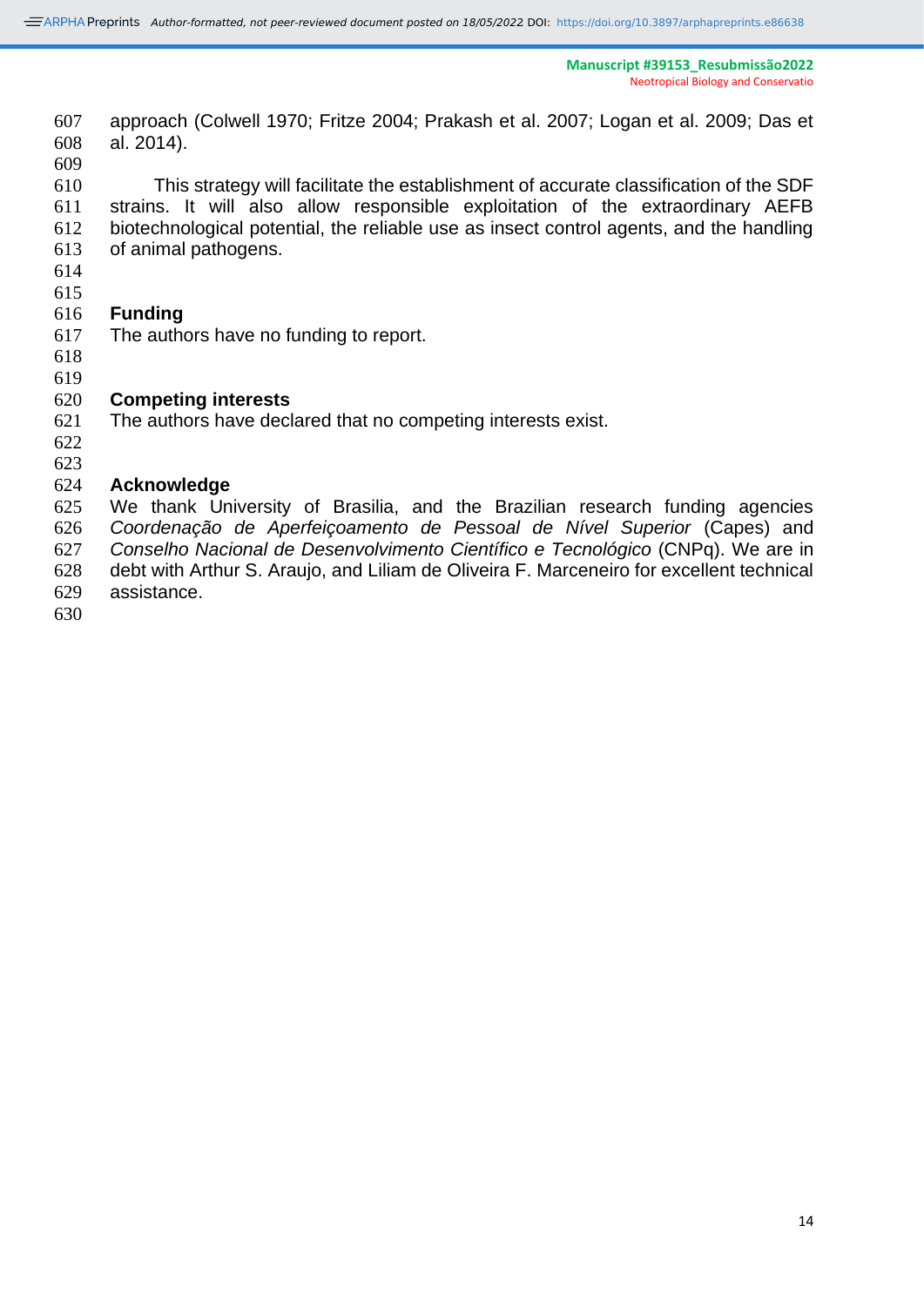approach (Colwell 1970; Fritze 2004; Prakash et al. 2007; Logan et al. 2009; Das et al. 2014).

This strategy will facilitate the establishment of accurate classification of the SDF strains. It will also allow responsible exploitation of the extraordinary AEFB biotechnological potential, the reliable use as insect control agents, and the handling of animal pathogens.

## Funding

The authors have no funding to report.

## Competing interests

The authors have declared that no competing interests exist.

## Acknowledge

We thank University of Brasilia, and the Brazilian research funding agencies *Coordenação de Aperfeiçoamento de Pessoal de Nível Superior* (Capes) and *Conselho Nacional de Desenvolvimento Científico e Tecnológico* (CNPq). We are in debt with Arthur S. Araujo, and Liliam de Oliveira F. Marceneiro for excellent technical assistance.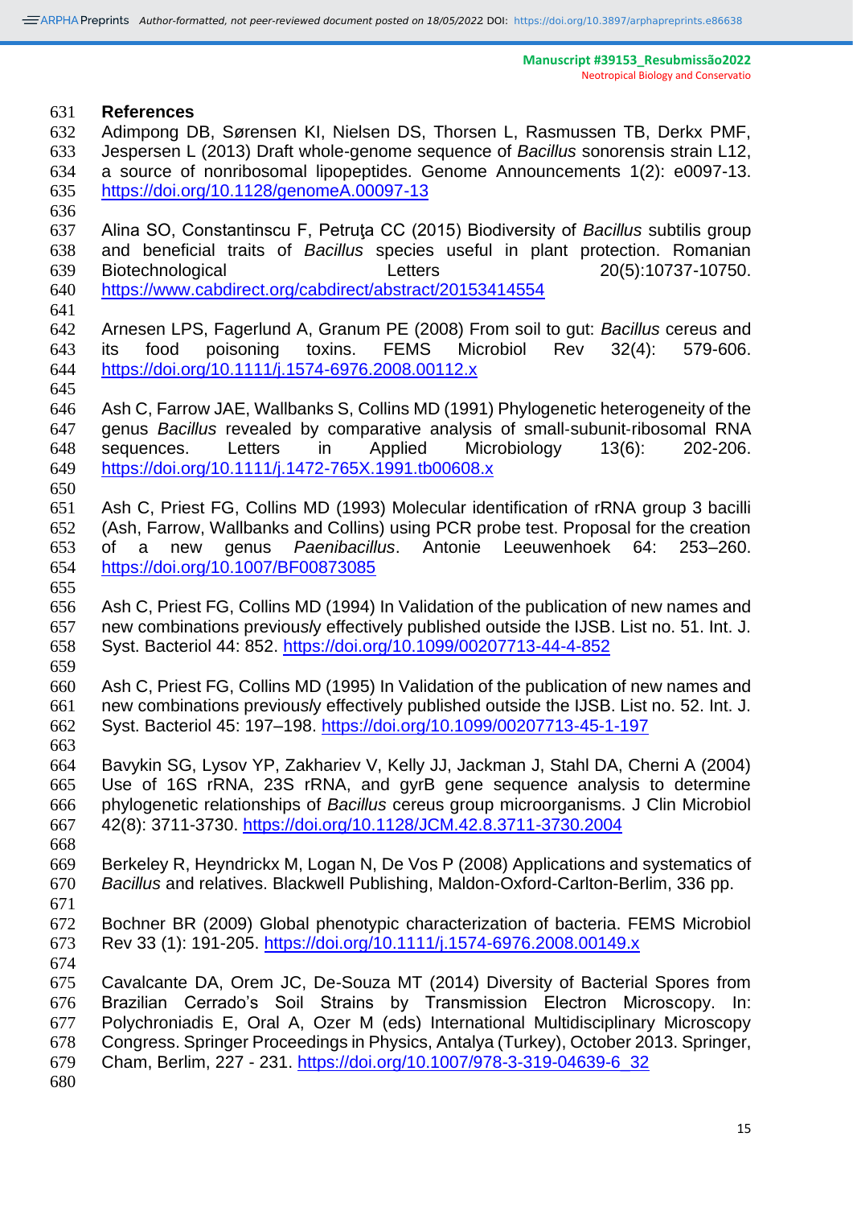## References

Adimpong DB, Sørensen KI, Nielsen DS, Thorsen L, Rasmussen TB, Derkx PMF, Jespersen L (2013) Draft whole-genome sequence of *Bacillus* sonorensis strain L12, a source of nonribosomal lipopeptides. Genome Announcements 1(2): e0097-13. https://doi.org/10.1128/genomeA.00097-13

Alina SO, Constantinscu F, Petruţa CC (2015) Biodiversity of *Bacillus* subtilis group and beneficial traits of *Bacillus* species useful in plant protection. Romanian Biotechnological Letters 20(5):10737-10750. https://www.cabdirect.org/cabdirect/abstract/20153414554

Arnesen LPS, Fagerlund A, Granum PE (2008) From soil to gut: *Bacillus* cereus and its food poisoning toxins. FEMS Microbiol Rev 32(4): 579-606. https://doi.org/10.1111/j.1574-6976.2008.00112.x

Ash C, Farrow JAE, Wallbanks S, Collins MD (1991) Phylogenetic heterogeneity of the genus *Bacillus* revealed by comparative analysis of small-subunit-ribosomal RNA sequences. Letters in Applied Microbiology 13(6): 202-206. https://doi.org/10.1111/j.1472-765X.1991.tb00608.x

Ash C, Priest FG, Collins MD (1993) Molecular identification of rRNA group 3 bacilli (Ash, Farrow, Wallbanks and Collins) using PCR probe test. Proposal for the creation of a new genus *Paenibacillus*. Antonie Leeuwenhoek 64: 253–260. https://doi.org/10.1007/BF00873085

Ash C, Priest FG, Collins MD (1994) In Validation of the publication of new names and new combinations previous*l*y effectively published outside the IJSB. List no. 51. Int. J. Syst. Bacteriol 44: 852. https://doi.org/10.1099/00207713-44-4-852

Ash C, Priest FG, Collins MD (1995) In Validation of the publication of new names and new combinations previous*l*y effectively published outside the IJSB. List no. 52. Int. J. Syst. Bacteriol 45: 197–198. https://doi.org/10.1099/00207713-45-1-197

Bavykin SG, Lysov YP, Zakhariev V, Kelly JJ, Jackman J, Stahl DA, Cherni A (2004) Use of 16S rRNA, 23S rRNA, and gyrB gene sequence analysis to determine phylogenetic relationships of *Bacillus* cereus group microorganisms. J Clin Microbiol 42(8): 3711-3730. https://doi.org/10.1128/JCM.42.8.3711-3730.2004

Berkeley R, Heyndrickx M, Logan N, De Vos P (2008) Applications and systematics of *Bacillus* and relatives. Blackwell Publishing, Maldon-Oxford-Carlton-Berlim, 336 pp.

Bochner BR (2009) Global phenotypic characterization of bacteria. FEMS Microbiol Rev 33 (1): 191-205. https://doi.org/10.1111/j.1574-6976.2008.00149.x

Cavalcante DA, Orem JC, De-Souza MT (2014) Diversity of Bacterial Spores from Brazilian Cerrado's Soil Strains by Transmission Electron Microscopy. In: Polychroniadis E, Oral A, Ozer M (eds) International Multidisciplinary Microscopy Congress. Springer Proceedings in Physics, Antalya (Turkey), October 2013. Springer, Cham, Berlim, 227 - 231. https://doi.org/10.1007/978-3-319-04639-6_32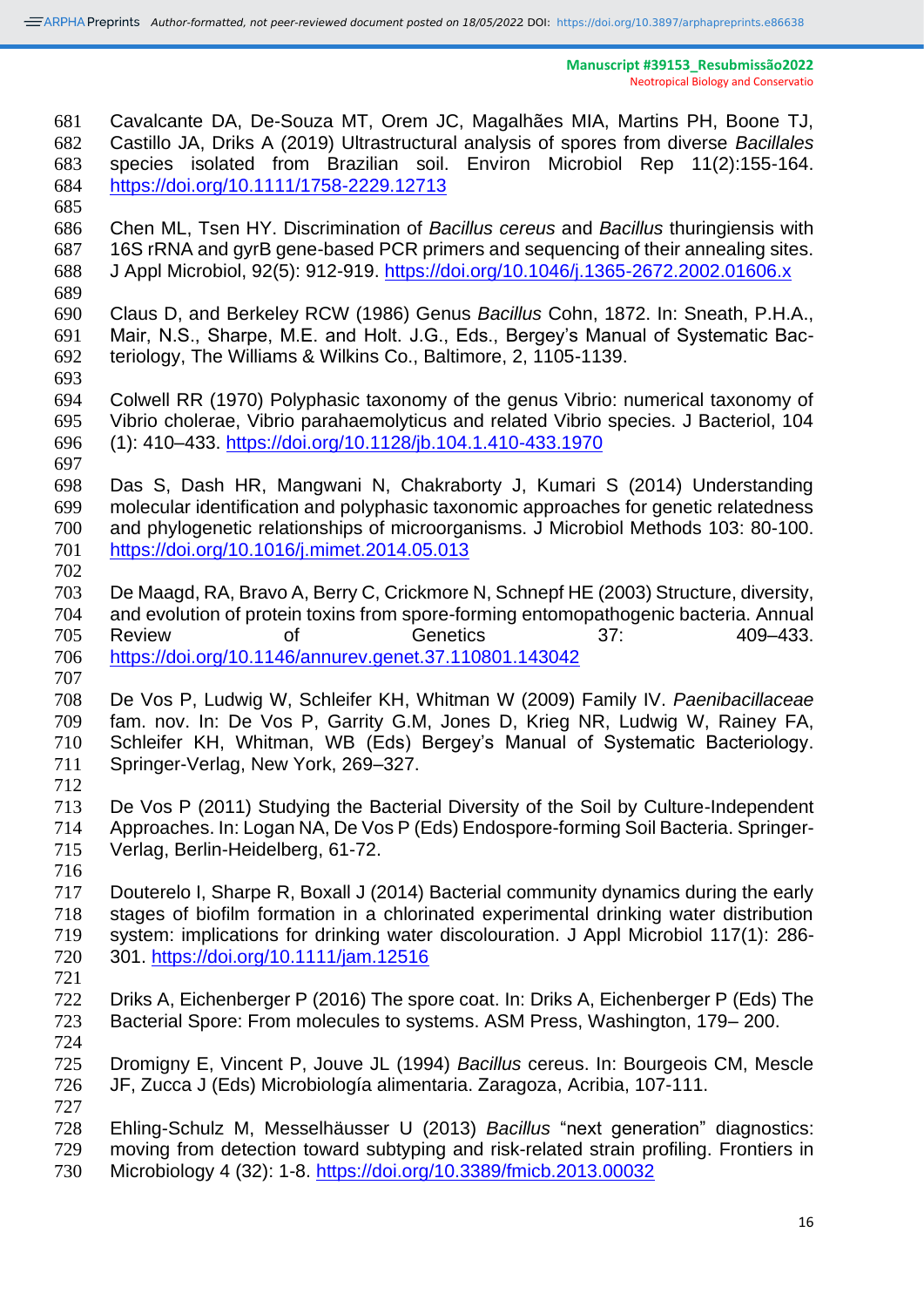Cavalcante DA, De-Souza MT, Orem JC, Magalhães MIA, Martins PH, Boone TJ, Castillo JA, Driks A (2019) Ultrastructural analysis of spores from diverse *Bacillales* species isolated from Brazilian soil. Environ Microbiol Rep 11(2):155-164. https://doi.org/10.1111/1758-2229.12713

Chen ML, Tsen HY. Discrimination of *Bacillus cereus* and *Bacillus* thuringiensis with 16S rRNA and gyrB gene-based PCR primers and sequencing of their annealing sites. J Appl Microbiol, 92(5): 912-919. https://doi.org/10.1046/j.1365-2672.2002.01606.x

Claus D, and Berkeley RCW (1986) Genus *Bacillus* Cohn, 1872. In: Sneath, P.H.A., Mair, N.S., Sharpe, M.E. and Holt. J.G., Eds., Bergey's Manual of Systematic Bacteriology, The Williams & Wilkins Co., Baltimore, 2, 1105-1139.

Colwell RR (1970) Polyphasic taxonomy of the genus Vibrio: numerical taxonomy of Vibrio cholerae, Vibrio parahaemolyticus and related Vibrio species. J Bacteriol, 104 (1): 410–433. https://doi.org/10.1128/jb.104.1.410-433.1970

Das S, Dash HR, Mangwani N, Chakraborty J, Kumari S (2014) Understanding molecular identification and polyphasic taxonomic approaches for genetic relatedness and phylogenetic relationships of microorganisms. J Microbiol Methods 103: 80-100. https://doi.org/10.1016/j.mimet.2014.05.013

De Maagd, RA, Bravo A, Berry C, Crickmore N, Schnepf HE (2003) Structure, diversity, and evolution of protein toxins from spore-forming entomopathogenic bacteria. Annual Review of Genetics 37: 409–433. https://doi.org/10.1146/annurev.genet.37.110801.143042

De Vos P, Ludwig W, Schleifer KH, Whitman W (2009) Family IV. *Paenibacillaceae* fam. nov. In: De Vos P, Garrity G.M, Jones D, Krieg NR, Ludwig W, Rainey FA, Schleifer KH, Whitman, WB (Eds) Bergey's Manual of Systematic Bacteriology. Springer-Verlag, New York, 269–327.

De Vos P (2011) Studying the Bacterial Diversity of the Soil by Culture-Independent Approaches. In: Logan NA, De Vos P (Eds) Endospore-forming Soil Bacteria. Springer-Verlag, Berlin-Heidelberg, 61-72.

Douterelo I, Sharpe R, Boxall J (2014) Bacterial community dynamics during the early stages of biofilm formation in a chlorinated experimental drinking water distribution system: implications for drinking water discolouration. J Appl Microbiol 117(1): 286-301. https://doi.org/10.1111/jam.12516

Driks A, Eichenberger P (2016) The spore coat. In: Driks A, Eichenberger P (Eds) The Bacterial Spore: From molecules to systems. ASM Press, Washington, 179– 200.

Dromigny E, Vincent P, Jouve JL (1994) *Bacillus* cereus. In: Bourgeois CM, Mescle JF, Zucca J (Eds) Microbiología alimentaria. Zaragoza, Acribia, 107-111.

Ehling-Schulz M, Messelhäusser U (2013) *Bacillus* "next generation" diagnostics: moving from detection toward subtyping and risk-related strain profiling. Frontiers in Microbiology 4 (32): 1-8. https://doi.org/10.3389/fmicb.2013.00032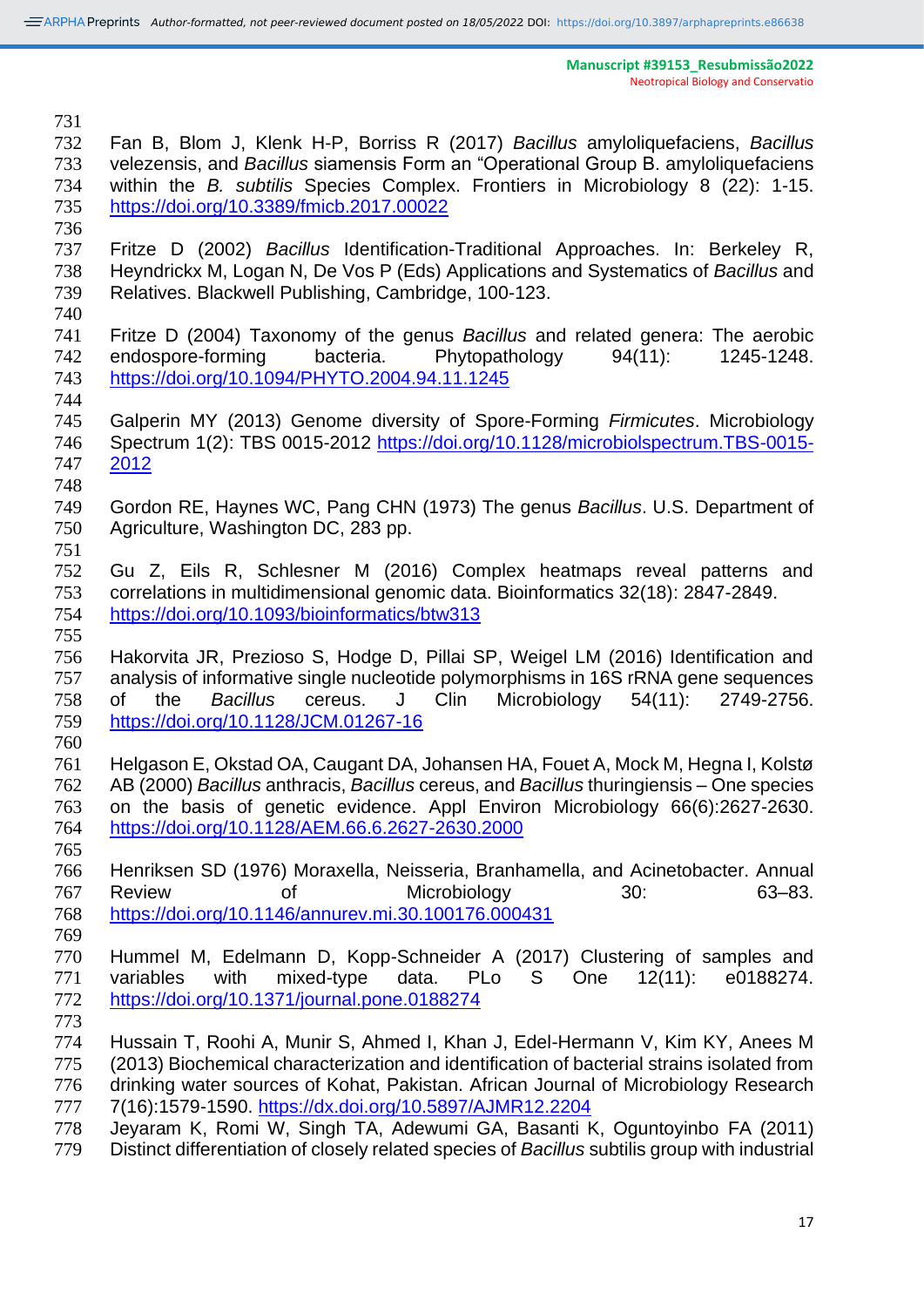Fan B, Blom J, Klenk H-P, Borriss R (2017) *Bacillus* amyloliquefaciens, *Bacillus* velezensis, and *Bacillus* siamensis Form an "Operational Group B. amyloliquefaciens within the *B. subtilis* Species Complex. Frontiers in Microbiology 8 (22): 1-15. https://doi.org/10.3389/fmicb.2017.00022

Fritze D (2002) *Bacillus* Identification-Traditional Approaches. In: Berkeley R, Heyndrickx M, Logan N, De Vos P (Eds) Applications and Systematics of *Bacillus* and Relatives. Blackwell Publishing, Cambridge, 100-123.

Fritze D (2004) Taxonomy of the genus *Bacillus* and related genera: The aerobic endospore-forming bacteria. Phytopathology 94(11): 1245-1248. https://doi.org/10.1094/PHYTO.2004.94.11.1245

Galperin MY (2013) Genome diversity of Spore-Forming *Firmicutes*. Microbiology Spectrum 1(2): TBS 0015-2012 https://doi.org/10.1128/microbiolspectrum.TBS-0015-2012

Gordon RE, Haynes WC, Pang CHN (1973) The genus *Bacillus*. U.S. Department of Agriculture, Washington DC, 283 pp.

Gu Z, Eils R, Schlesner M (2016) Complex heatmaps reveal patterns and correlations in multidimensional genomic data. Bioinformatics 32(18): 2847-2849. https://doi.org/10.1093/bioinformatics/btw313

Hakorvita JR, Prezioso S, Hodge D, Pillai SP, Weigel LM (2016) Identification and analysis of informative single nucleotide polymorphisms in 16S rRNA gene sequences of the *Bacillus* cereus. J Clin Microbiology 54(11): 2749-2756. https://doi.org/10.1128/JCM.01267-16

Helgason E, Okstad OA, Caugant DA, Johansen HA, Fouet A, Mock M, Hegna I, Kolstø AB (2000) *Bacillus* anthracis, *Bacillus* cereus, and *Bacillus* thuringiensis – One species on the basis of genetic evidence. Appl Environ Microbiology 66(6):2627-2630. https://doi.org/10.1128/AEM.66.6.2627-2630.2000

Henriksen SD (1976) Moraxella, Neisseria, Branhamella, and Acinetobacter. Annual Review of Microbiology 30: 63–83. https://doi.org/10.1146/annurev.mi.30.100176.000431

Hummel M, Edelmann D, Kopp-Schneider A (2017) Clustering of samples and variables with mixed-type data. PLo S One 12(11): e0188274. https://doi.org/10.1371/journal.pone.0188274

Hussain T, Roohi A, Munir S, Ahmed I, Khan J, Edel-Hermann V, Kim KY, Anees M (2013) Biochemical characterization and identification of bacterial strains isolated from drinking water sources of Kohat, Pakistan. African Journal of Microbiology Research 7(16):1579-1590. https://dx.doi.org/10.5897/AJMR12.2204

Jeyaram K, Romi W, Singh TA, Adewumi GA, Basanti K, Oguntoyinbo FA (2011) Distinct differentiation of closely related species of *Bacillus* subtilis group with industrial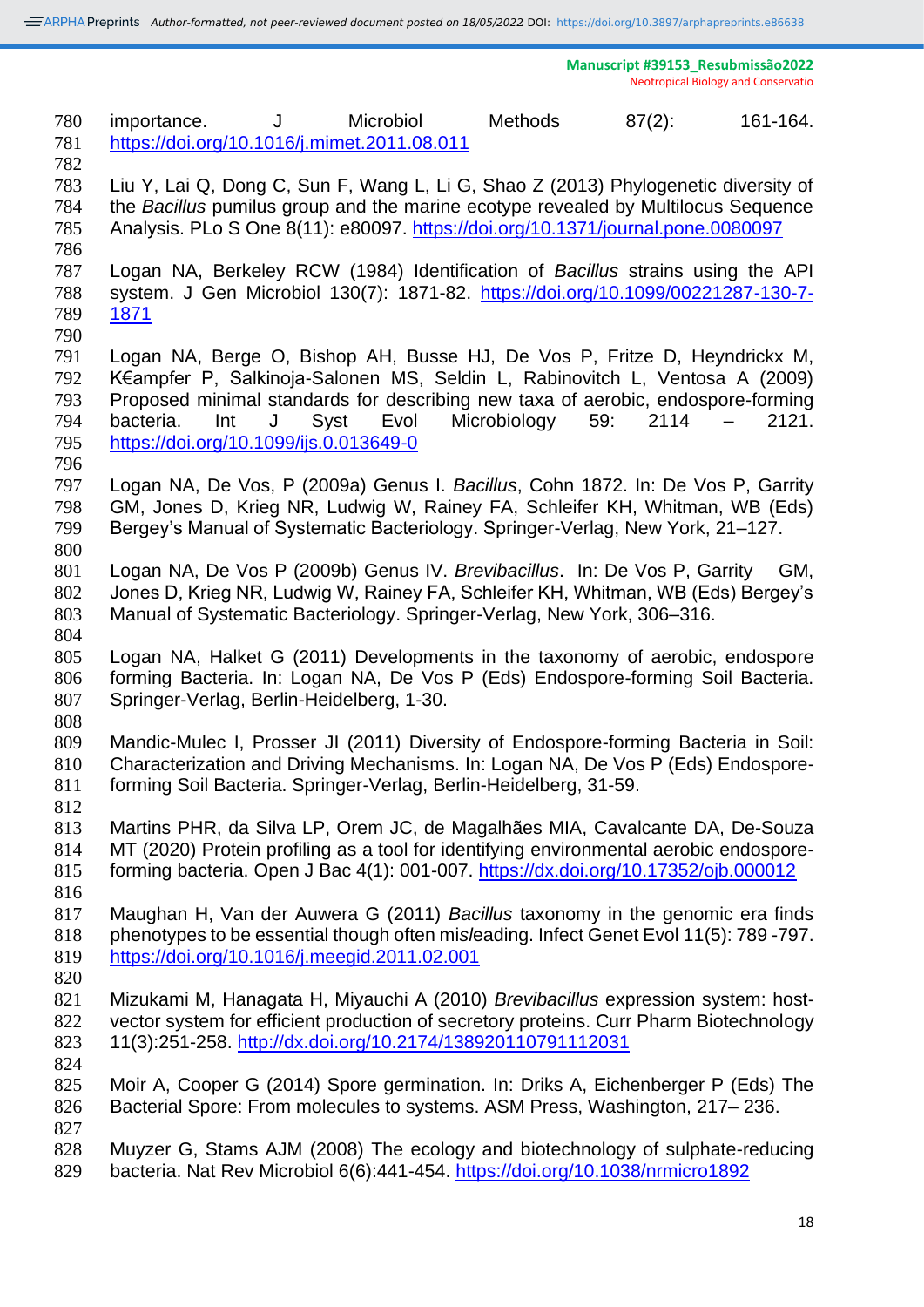importance. J Microbiol Methods 87(2): 161-164. https://doi.org/10.1016/j.mimet.2011.08.011

Liu Y, Lai Q, Dong C, Sun F, Wang L, Li G, Shao Z (2013) Phylogenetic diversity of the *Bacillus* pumilus group and the marine ecotype revealed by Multilocus Sequence Analysis. PLo S One 8(11): e80097. https://doi.org/10.1371/journal.pone.0080097

Logan NA, Berkeley RCW (1984) Identification of *Bacillus* strains using the API system. J Gen Microbiol 130(7): 1871-82. https://doi.org/10.1099/00221287-130-7-1871

Logan NA, Berge O, Bishop AH, Busse HJ, De Vos P, Fritze D, Heyndrickx M, K€ampfer P, Salkinoja-Salonen MS, Seldin L, Rabinovitch L, Ventosa A (2009) Proposed minimal standards for describing new taxa of aerobic, endospore-forming bacteria. Int J Syst Evol Microbiology 59: 2114 – 2121. https://doi.org/10.1099/ijs.0.013649-0

Logan NA, De Vos, P (2009a) Genus I. *Bacillus*, Cohn 1872. In: De Vos P, Garrity GM, Jones D, Krieg NR, Ludwig W, Rainey FA, Schleifer KH, Whitman, WB (Eds) Bergey's Manual of Systematic Bacteriology. Springer-Verlag, New York, 21–127.

Logan NA, De Vos P (2009b) Genus IV. *Brevibacillus*. In: De Vos P, Garrity GM, Jones D, Krieg NR, Ludwig W, Rainey FA, Schleifer KH, Whitman, WB (Eds) Bergey's Manual of Systematic Bacteriology. Springer-Verlag, New York, 306–316.

Logan NA, Halket G (2011) Developments in the taxonomy of aerobic, endospore forming Bacteria. In: Logan NA, De Vos P (Eds) Endospore-forming Soil Bacteria. Springer-Verlag, Berlin-Heidelberg, 1-30.

Mandic-Mulec I, Prosser JI (2011) Diversity of Endospore-forming Bacteria in Soil: Characterization and Driving Mechanisms. In: Logan NA, De Vos P (Eds) Endospore-forming Soil Bacteria. Springer-Verlag, Berlin-Heidelberg, 31-59.

Martins PHR, da Silva LP, Orem JC, de Magalhães MIA, Cavalcante DA, De-Souza MT (2020) Protein profiling as a tool for identifying environmental aerobic endospore-forming bacteria. Open J Bac 4(1): 001-007. https://dx.doi.org/10.17352/ojb.000012

Maughan H, Van der Auwera G (2011) *Bacillus* taxonomy in the genomic era finds phenotypes to be essential though often mis*l*eading. Infect Genet Evol 11(5): 789 -797. https://doi.org/10.1016/j.meegid.2011.02.001

Mizukami M, Hanagata H, Miyauchi A (2010) *Brevibacillus* expression system: host-vector system for efficient production of secretory proteins. Curr Pharm Biotechnology 11(3):251-258. http://dx.doi.org/10.2174/138920110791112031

Moir A, Cooper G (2014) Spore germination. In: Driks A, Eichenberger P (Eds) The Bacterial Spore: From molecules to systems. ASM Press, Washington, 217– 236.

Muyzer G, Stams AJM (2008) The ecology and biotechnology of sulphate-reducing bacteria. Nat Rev Microbiol 6(6):441-454. https://doi.org/10.1038/nrmicro1892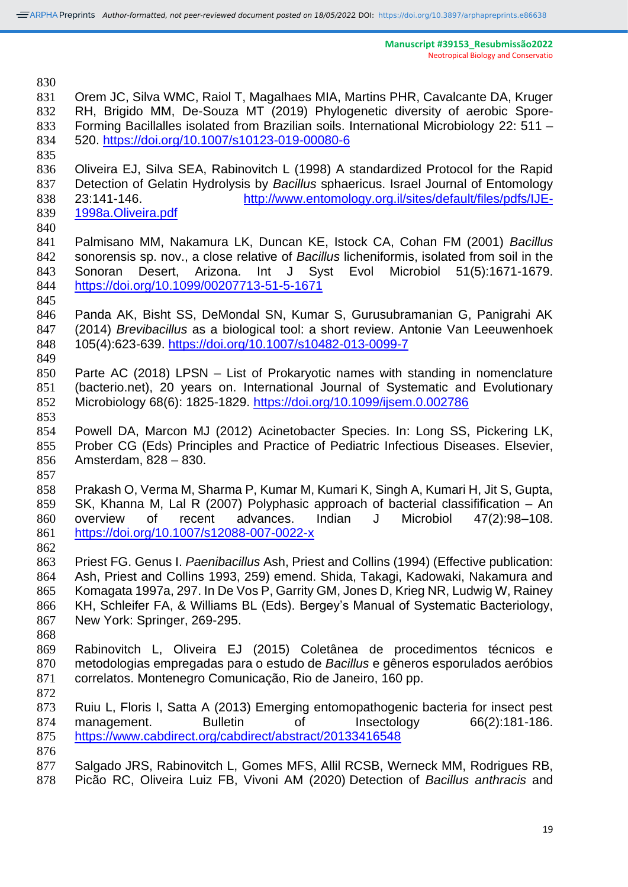Orem JC, Silva WMC, Raiol T, Magalhaes MIA, Martins PHR, Cavalcante DA, Kruger RH, Brigido MM, De-Souza MT (2019) Phylogenetic diversity of aerobic Spore-Forming Bacillalles isolated from Brazilian soils. International Microbiology 22: 511 – 520. https://doi.org/10.1007/s10123-019-00080-6

Oliveira EJ, Silva SEA, Rabinovitch L (1998) A standardized Protocol for the Rapid Detection of Gelatin Hydrolysis by *Bacillus* sphaericus. Israel Journal of Entomology 23:141-146. http://www.entomology.org.il/sites/default/files/pdfs/IJE-1998a.Oliveira.pdf

Palmisano MM, Nakamura LK, Duncan KE, Istock CA, Cohan FM (2001) *Bacillus* sonorensis sp. nov., a close relative of *Bacillus* licheniformis, isolated from soil in the Sonoran Desert, Arizona. Int J Syst Evol Microbiol 51(5):1671-1679. https://doi.org/10.1099/00207713-51-5-1671

Panda AK, Bisht SS, DeMondal SN, Kumar S, Gurusubramanian G, Panigrahi AK (2014) *Brevibacillus* as a biological tool: a short review. Antonie Van Leeuwenhoek 105(4):623-639. https://doi.org/10.1007/s10482-013-0099-7

Parte AC (2018) LPSN – List of Prokaryotic names with standing in nomenclature (bacterio.net), 20 years on. International Journal of Systematic and Evolutionary Microbiology 68(6): 1825-1829. https://doi.org/10.1099/ijsem.0.002786

Powell DA, Marcon MJ (2012) Acinetobacter Species. In: Long SS, Pickering LK, Prober CG (Eds) Principles and Practice of Pediatric Infectious Diseases. Elsevier, Amsterdam, 828 – 830.

Prakash O, Verma M, Sharma P, Kumar M, Kumari K, Singh A, Kumari H, Jit S, Gupta, SK, Khanna M, Lal R (2007) Polyphasic approach of bacterial classification – An overview of recent advances. Indian J Microbiol 47(2):98–108. https://doi.org/10.1007/s12088-007-0022-x

Priest FG. Genus I. *Paenibacillus* Ash, Priest and Collins (1994) (Effective publication: Ash, Priest and Collins 1993, 259) emend. Shida, Takagi, Kadowaki, Nakamura and Komagata 1997a, 297. In De Vos P, Garrity GM, Jones D, Krieg NR, Ludwig W, Rainey KH, Schleifer FA, & Williams BL (Eds). Bergey's Manual of Systematic Bacteriology, New York: Springer, 269-295.

Rabinovitch L, Oliveira EJ (2015) Coletânea de procedimentos técnicos e metodologias empregadas para o estudo de *Bacillus* e gêneros esporulados aeróbios correlatos. Montenegro Comunicação, Rio de Janeiro, 160 pp.

Ruiu L, Floris I, Satta A (2013) Emerging entomopathogenic bacteria for insect pest management. Bulletin of Insectology 66(2):181-186. https://www.cabdirect.org/cabdirect/abstract/20133416548

Salgado JRS, Rabinovitch L, Gomes MFS, Allil RCSB, Werneck MM, Rodrigues RB, Picão RC, Oliveira Luiz FB, Vivoni AM (2020) Detection of *Bacillus anthracis* and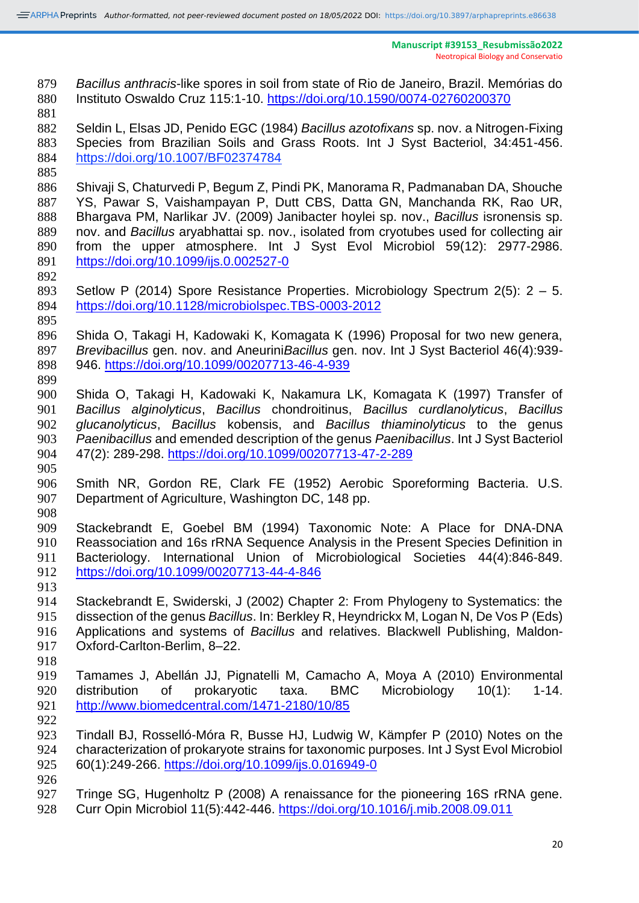*Bacillus anthracis*-like spores in soil from state of Rio de Janeiro, Brazil. Memórias do Instituto Oswaldo Cruz 115:1-10. https://doi.org/10.1590/0074-02760200370

Seldin L, Elsas JD, Penido EGC (1984) *Bacillus azotofixans* sp. nov. a Nitrogen-Fixing Species from Brazilian Soils and Grass Roots. Int J Syst Bacteriol, 34:451-456. https://doi.org/10.1007/BF02374784

Shivaji S, Chaturvedi P, Begum Z, Pindi PK, Manorama R, Padmanaban DA, Shouche YS, Pawar S, Vaishampayan P, Dutt CBS, Datta GN, Manchanda RK, Rao UR, Bhargava PM, Narlikar JV. (2009) Janibacter hoylei sp. nov., *Bacillus* isronensis sp. nov. and *Bacillus* aryabhattai sp. nov., isolated from cryotubes used for collecting air from the upper atmosphere. Int J Syst Evol Microbiol 59(12): 2977-2986. https://doi.org/10.1099/ijs.0.002527-0

Setlow P (2014) Spore Resistance Properties. Microbiology Spectrum 2(5): 2 – 5. https://doi.org/10.1128/microbiolspec.TBS-0003-2012

Shida O, Takagi H, Kadowaki K, Komagata K (1996) Proposal for two new genera, *Brevibacillus* gen. nov. and Aneurini*Bacillus* gen. nov. Int J Syst Bacteriol 46(4):939-946. https://doi.org/10.1099/00207713-46-4-939

Shida O, Takagi H, Kadowaki K, Nakamura LK, Komagata K (1997) Transfer of *Bacillus alginolyticus*, *Bacillus* chondroitinus, *Bacillus curdlanolyticus*, *Bacillus glucanolyticus*, *Bacillus* kobensis, and *Bacillus thiaminolyticus* to the genus *Paenibacillus* and emended description of the genus *Paenibacillus*. Int J Syst Bacteriol 47(2): 289-298. https://doi.org/10.1099/00207713-47-2-289

Smith NR, Gordon RE, Clark FE (1952) Aerobic Sporeforming Bacteria. U.S. Department of Agriculture, Washington DC, 148 pp.

Stackebrandt E, Goebel BM (1994) Taxonomic Note: A Place for DNA-DNA Reassociation and 16s rRNA Sequence Analysis in the Present Species Definition in Bacteriology. International Union of Microbiological Societies 44(4):846-849. https://doi.org/10.1099/00207713-44-4-846

Stackebrandt E, Swiderski, J (2002) Chapter 2: From Phylogeny to Systematics: the dissection of the genus *Bacillus*. In: Berkley R, Heyndrickx M, Logan N, De Vos P (Eds) Applications and systems of *Bacillus* and relatives. Blackwell Publishing, Maldon-Oxford-Carlton-Berlim, 8–22.

Tamames J, Abellán JJ, Pignatelli M, Camacho A, Moya A (2010) Environmental distribution of prokaryotic taxa. BMC Microbiology 10(1): 1-14. http://www.biomedcentral.com/1471-2180/10/85

Tindall BJ, Rosselló-Móra R, Busse HJ, Ludwig W, Kämpfer P (2010) Notes on the characterization of prokaryote strains for taxonomic purposes. Int J Syst Evol Microbiol 60(1):249-266. https://doi.org/10.1099/ijs.0.016949-0

Tringe SG, Hugenholtz P (2008) A renaissance for the pioneering 16S rRNA gene. Curr Opin Microbiol 11(5):442-446. https://doi.org/10.1016/j.mib.2008.09.011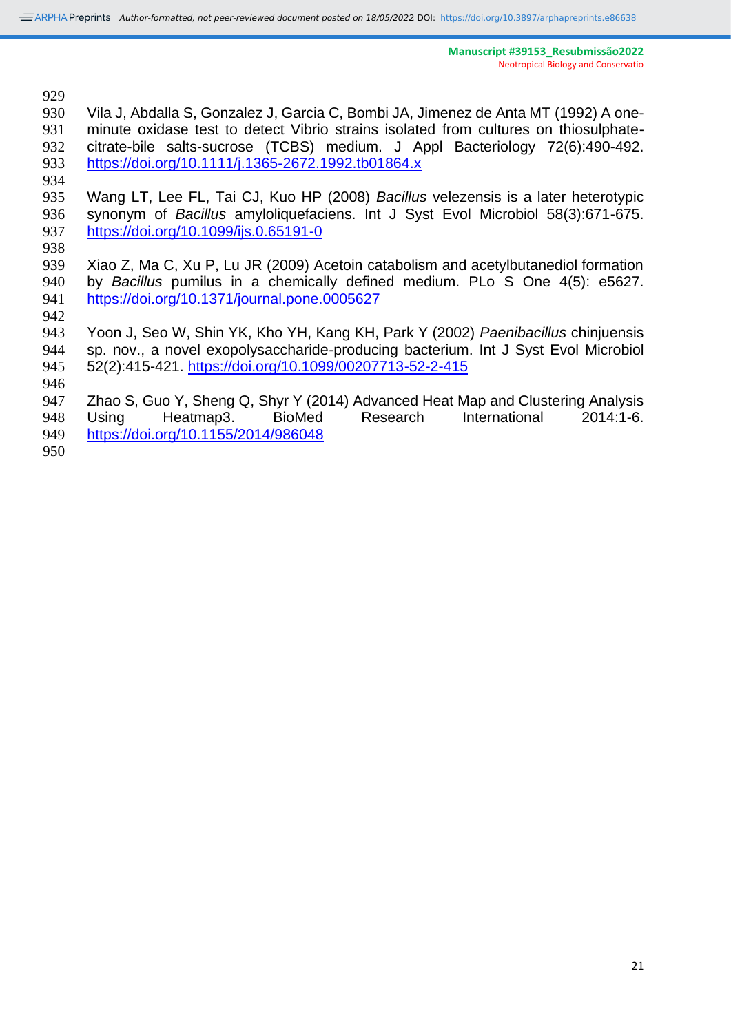Vila J, Abdalla S, Gonzalez J, Garcia C, Bombi JA, Jimenez de Anta MT (1992) A one-minute oxidase test to detect Vibrio strains isolated from cultures on thiosulphate-citrate-bile salts-sucrose (TCBS) medium. J Appl Bacteriology 72(6):490-492. https://doi.org/10.1111/j.1365-2672.1992.tb01864.x

Wang LT, Lee FL, Tai CJ, Kuo HP (2008) *Bacillus* velezensis is a later heterotypic synonym of *Bacillus* amyloliquefaciens. Int J Syst Evol Microbiol 58(3):671-675. https://doi.org/10.1099/ijs.0.65191-0

Xiao Z, Ma C, Xu P, Lu JR (2009) Acetoin catabolism and acetylbutanediol formation by *Bacillus* pumilus in a chemically defined medium. PLo S One 4(5): e5627. https://doi.org/10.1371/journal.pone.0005627

Yoon J, Seo W, Shin YK, Kho YH, Kang KH, Park Y (2002) *Paenibacillus* chinjuensis sp. nov., a novel exopolysaccharide-producing bacterium. Int J Syst Evol Microbiol 52(2):415-421. https://doi.org/10.1099/00207713-52-2-415

Zhao S, Guo Y, Sheng Q, Shyr Y (2014) Advanced Heat Map and Clustering Analysis Using Heatmap3. BioMed Research International 2014:1-6. https://doi.org/10.1155/2014/986048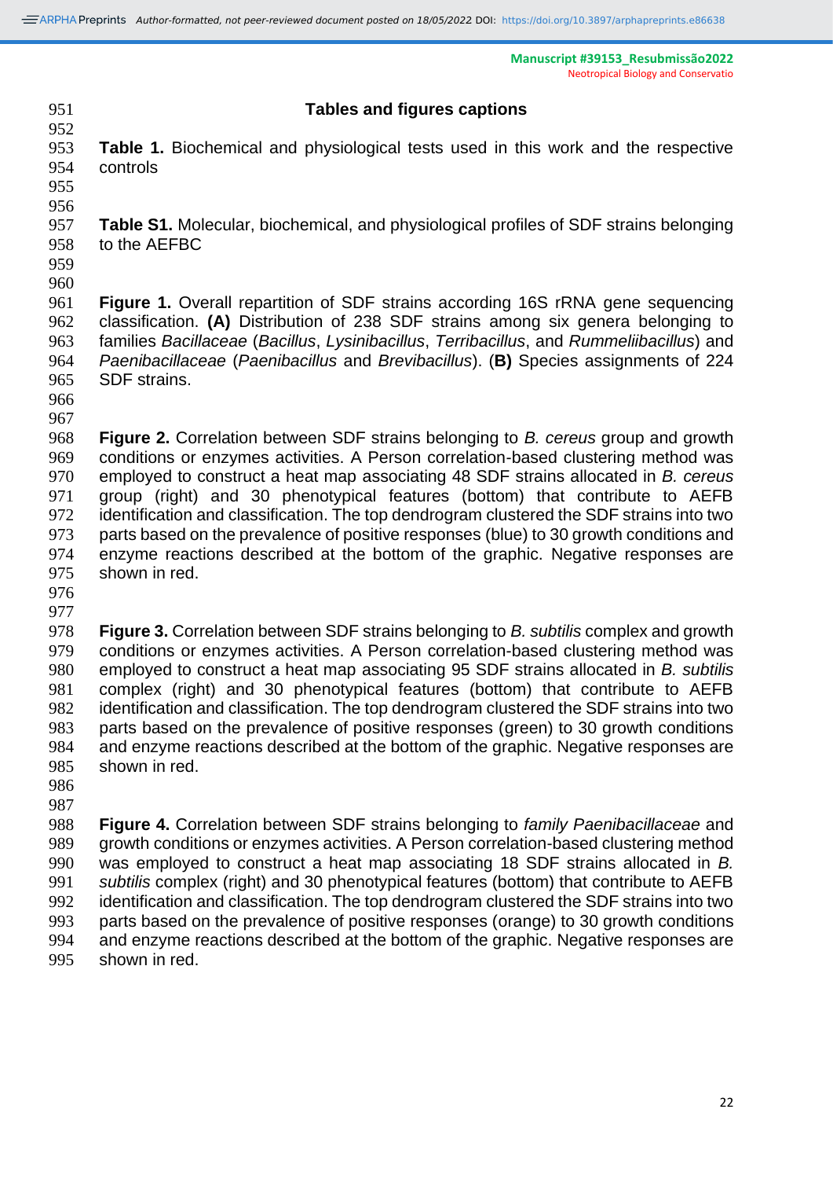## Tables and figures captions

**Table 1.** Biochemical and physiological tests used in this work and the respective controls

**Table S1.** Molecular, biochemical, and physiological profiles of SDF strains belonging to the AEFBC

**Figure 1.** Overall repartition of SDF strains according 16S rRNA gene sequencing classification. **(A)** Distribution of 238 SDF strains among six genera belonging to families *Bacillaceae* (*Bacillus*, *Lysinibacillus*, *Terribacillus*, and *Rummeliibacillus*) and *Paenibacillaceae* (*Paenibacillus* and *Brevibacillus*). (**B)** Species assignments of 224 SDF strains.

**Figure 2.** Correlation between SDF strains belonging to *B. cereus* group and growth conditions or enzymes activities. A Person correlation-based clustering method was employed to construct a heat map associating 48 SDF strains allocated in *B. cereus* group (right) and 30 phenotypical features (bottom) that contribute to AEFB identification and classification. The top dendrogram clustered the SDF strains into two parts based on the prevalence of positive responses (blue) to 30 growth conditions and enzyme reactions described at the bottom of the graphic. Negative responses are shown in red.

**Figure 3.** Correlation between SDF strains belonging to *B. subtilis* complex and growth conditions or enzymes activities. A Person correlation-based clustering method was employed to construct a heat map associating 95 SDF strains allocated in *B. subtilis* complex (right) and 30 phenotypical features (bottom) that contribute to AEFB identification and classification. The top dendrogram clustered the SDF strains into two parts based on the prevalence of positive responses (green) to 30 growth conditions and enzyme reactions described at the bottom of the graphic. Negative responses are shown in red.

**Figure 4.** Correlation between SDF strains belonging to *family Paenibacillaceae* and growth conditions or enzymes activities. A Person correlation-based clustering method was employed to construct a heat map associating 18 SDF strains allocated in *B. subtilis* complex (right) and 30 phenotypical features (bottom) that contribute to AEFB identification and classification. The top dendrogram clustered the SDF strains into two parts based on the prevalence of positive responses (orange) to 30 growth conditions and enzyme reactions described at the bottom of the graphic. Negative responses are shown in red.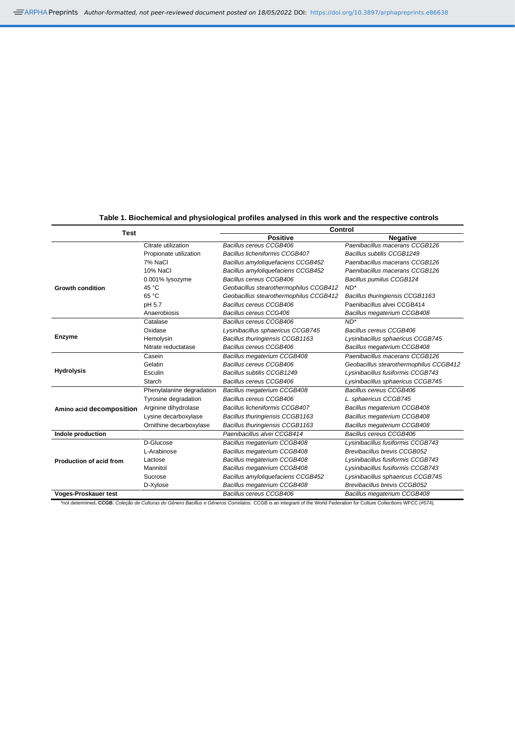**Table 1. Biochemical and physiological profiles analysed in this work and the respective controls**

| Test | | Control | |
|---|---|---|---|
| | | **Positive** | **Negative** |
| **Growth condition** | Citrate utilization | *Bacillus cereus CCGB406* | *Paenibacillus macerans CCGB126* |
| | Propionate utilization | *Bacillus licheniformis CCGB407* | *Bacillus subtilis CCGB1249* |
| | 7% NaCl | *Bacillus amyloliquefaciens CCGB452* | *Paenibacillus macerans CCGB126* |
| | 10% NaCl | *Bacillus amyloliquefaciens CCGB452* | *Paenibacillus macerans CCGB126* |
| | 0.001% lysozyme | *Bacillus cereus CCGB406* | *Bacillus pumilus CCGB124* |
| | 45 °C | *Geobacillus stearothermophilus CCGB412* | *ND** |
| | 65 °C | *Geobacillus stearothermophilus CCGB412* | *Bacillus thuringiensis CCGB1163* |
| | pH 5.7 | *Bacillus cereus CCGB406* | Paenibacillus alvei CCGB414 |
| | Anaerobiosis | *Bacillus cereus CCG406* | *Bacillus megaterium CCGB408* |
| **Enzyme** | Catalase | *Bacillus cereus CCGB406* | *ND** |
| | Oxidase | *Lysinibacillus sphaericus CCGB745* | *Bacillus cereus CCGB406* |
| | Hemolysin | *Bacillus thuringiensis CCGB1163* | *Lysinibacillus sphaericus CCGB745* |
| | Nitrate reductatase | *Bacillus cereus CCGB406* | *Bacillus megaterium CCGB408* |
| **Hydrolysis** | Casein | *Bacillus megaterium CCGB408* | *Paenibacillus macerans CCGB126* |
| | Gelatin | *Bacillus cereus CCGB406* | *Geobacillus stearothermophilus CCGB412* |
| | Esculin | *Bacillus subtilis CCGB1249* | *Lysinibacillus fusiformis CCGB743* |
| | Starch | *Bacillus cereus CCGB406* | *Lysinibacillus sphaericus CCGB745* |
| **Amino acid decomposition** | Phenylalanine degradation | *Bacillus megaterium CCGB408* | *Bacillus cereus CCGB406* |
| | Tyrosine degradation | *Bacillus cereus CCGB406* | *L. sphaericus CCGB745* |
| | Arginine dihydrolase | *Bacillus licheniformis CCGB407* | *Bacillus megaterium CCGB408* |
| | Lysine decarboxylase | *Bacillus thuringiensis CCGB1163* | *Bacillus megaterium CCGB408* |
| | Ornithine decarboxylase | *Bacillus thuringiensis CCGB1163* | *Bacillus megaterium CCGB408* |
| **Indole production** | | *Paenibacillus alvei CCGB414* | *Bacillus cereus CCGB406* |
| **Production of acid from** | D-Glucose | *Bacillus megaterium CCGB408* | *Lysinibacillus fusiformis CCGB743* |
| | L-Arabinose | *Bacillus megaterium CCGB408* | *Brevibacillus brevis CCGB052* |
| | Lactose | *Bacillus megaterium CCGB408* | *Lysinibacillus fusiformis CCGB743* |
| | Mannitol | *Bacillus megaterium CCGB408* | *Lysinibacillus fusiformis CCGB743* |
| | Sucrose | *Bacillus amyloliquefaciens CCGB452* | *Lysinibacillus sphaericus CCGB745* |
| | D-Xylose | *Bacillus megaterium CCGB408* | *Brevibacillus brevis CCGB052* |
| **Voges-Proskauer test** | | *Bacillus cereus CCGB406* | *Bacillus megaterium CCGB408* |

*not determined. **CCGB**: *Coleção de Culturas do Gênero Bacillus e Gêneros Correlatos*. CCGB is an integrant of the World Federation for Culture Collec6ons WFCC (#574).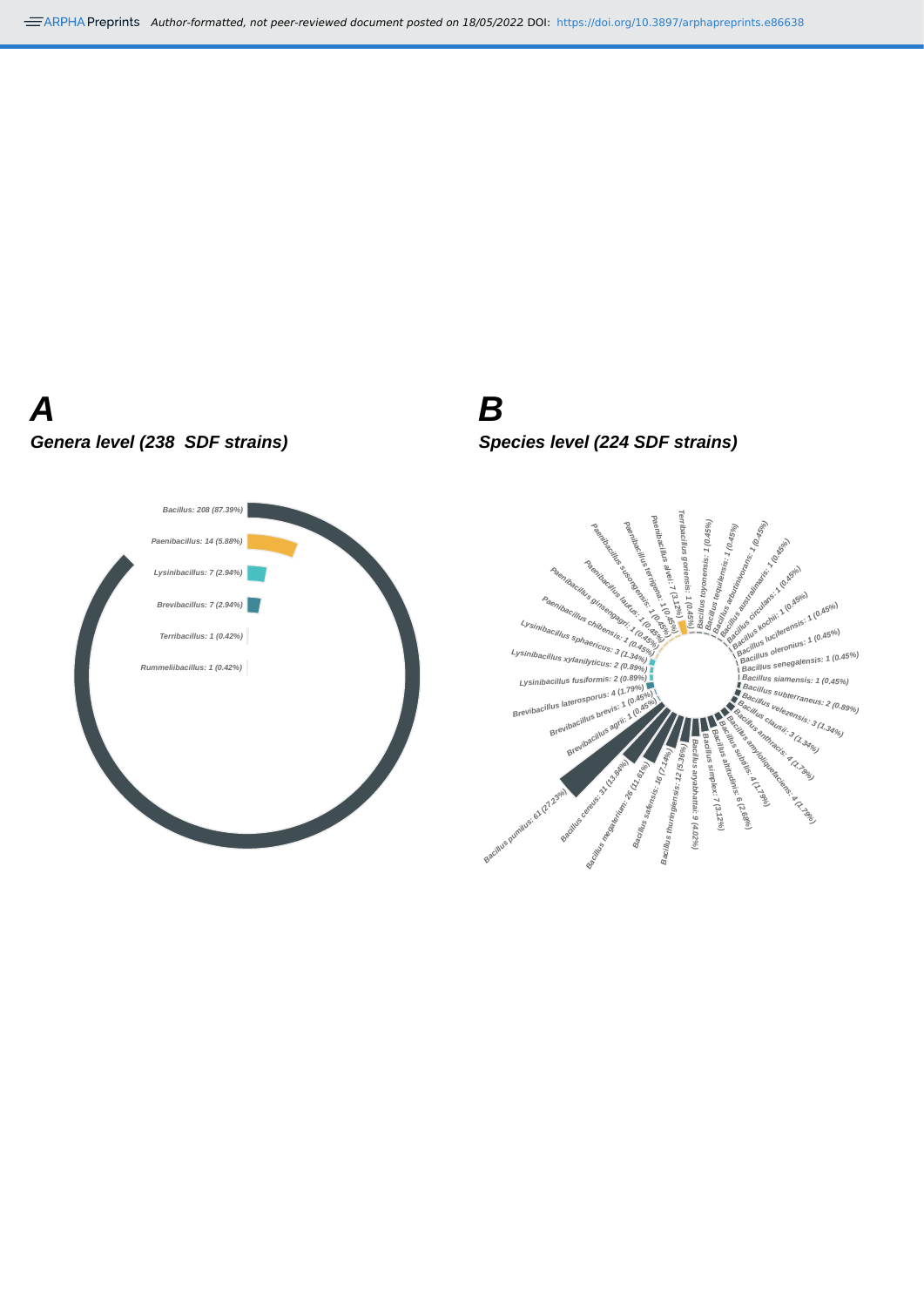**A**

***Genera level (238 SDF strains)***

**B**

***Species level (224 SDF strains)***

*Bacillus: 208 (87.39%)*

*Paenibacillus: 14 (5.88%)*

*Lysinibacillus: 7 (2.94%)*

*Brevibacillus: 7 (2.94%)*

*Terribacillus: 1 (0.42%)*

*Rummeliibacillus: 1 (0.42%)*

*Bacillus pumilus: 61 (27.23%)*

*Bacillus cereus: 31 (13.84%)*

*Bacillus megaterium: 26 (11.61%)*

*Bacillus safensis: 16 (7.14%)*

*Bacillus thuringiensis: 12 (5.36%)*

*Bacillus aryabhattai: 9 (4.02%)*

*Bacillus simplex: 7 (3.12%)*

*Bacillus altitudinis: 6 (2.68%)*

*Bacillus subtilis: 4 (1.79%)*

*Bacillus amyloliquefaciens: 4 (1.79%)*

*Bacillus anthracis: 4 (1.79%)*

*Bacillus clausii: 3 (1.34%)*

*Bacillus velezensis: 3 (1.34%)*

*Bacillus subterraneus: 2 (0.89%)*

*Bacillus siamensis: 1 (0.45%)*

*Bacillus senegalensis: 1 (0.45%)*

*Bacillus oleronius: 1 (0.45%)*

*Bacillus luciferensis: 1 (0.45%)*

*Bacillus kochii: 1 (0.45%)*

*Bacillus circulans: 1 (0.45%)*

*Bacillus australimaris: 1 (0.45%)*

*Bacillus aerolacticus/arbutinivorans: 1 (0.45%)*

*Bacillus tequilensis: 1 (0.45%)*

*Bacillus toyonensis: 1 (0.45%)*

*Terribacillus goriensis: 1 (0.45%)*

*Paenibacillus alvei: 7 (3.12%)*

*Paenibacillus terrigena: 1 (0.45%)*

*Paenibacillus susongensis: 1 (0.45%)*

*Paenibacillus lautus: 1 (0.45%)*

*Paenibacillus ginsengagri: 1 (0.45%)*

*Paenibacillus chibensis: 1 (0.45%)*

*Lysinibacillus sphaericus: 3 (1.34%)*

*Lysinibacillus xylanilyticus: 2 (0.89%)*

*Lysinibacillus fusiformis: 2 (0.89%)*

*Brevibacillus laterosporus: 4 (1.79%)*

*Brevibacillus brevis: 1 (0.45%)*

*Brevibacillus agri: 1 (0.45%)*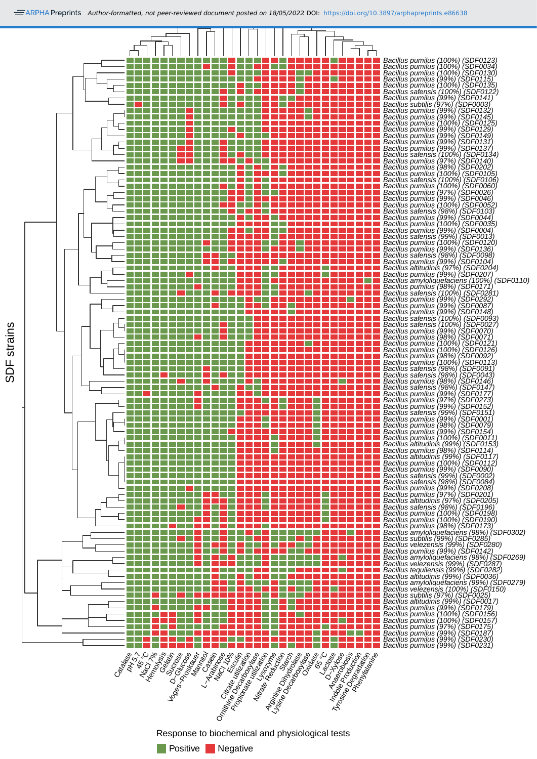SDF strains

Bacillus pumilus (100%) (SDF0123)
Bacillus pumilus (100%) (SDF0034)
Bacillus pumilus (100%) (SDF0130)
Bacillus pumilus (99%) (SDF0115)
Bacillus pumilus (100%) (SDF0135)
Bacillus safensis (100%) (SDF0122)
Bacillus pumilus (99%) (SDF0141)
Bacillus subtilis (97%) (SDF0003)
Bacillus pumilus (99%) (SDF0132)
Bacillus pumilus (99%) (SDF0145)
Bacillus pumilus (100%) (SDF0125)
Bacillus pumilus (99%) (SDF0129)
Bacillus pumilus (99%) (SDF0149)
Bacillus pumilus (99%) (SDF0131)
Bacillus pumilus (99%) (SDF0137)
Bacillus safensis (100%) (SDF0134)
Bacillus pumilus (97%) (SDF0140)
Bacillus pumilus (98%) (SDF0202)
Bacillus pumilus (100%) (SDF0105)
Bacillus safensis (100%) (SDF0106)
Bacillus pumilus (100%) (SDF0060)
Bacillus pumilus (97%) (SDF0026)
Bacillus pumilus (99%) (SDF0046)
Bacillus pumilus (100%) (SDF0052)
Bacillus safensis (98%) (SDF0103)
Bacillus pumilus (99%) (SDF0044)
Bacillus pumilus (100%) (SDF0035)
Bacillus pumilus (99%) (SDF0004)
Bacillus safensis (99%) (SDF0013)
Bacillus pumilus (100%) (SDF0120)
Bacillus pumilus (99%) (SDF0136)
Bacillus safensis (98%) (SDF0098)
Bacillus pumilus (99%) (SDF0104)
Bacillus altitudinis (97%) (SDF0204)
Bacillus pumilus (99%) (SDF0207)
Bacillus amyloliquefaciens (100%) (SDF0110)
Bacillus pumilus (98%) (SDF0171)
Bacillus safensis (100%) (SDF0281)
Bacillus pumilus (99%) (SDF0292)
Bacillus pumilus (99%) (SDF0087)
Bacillus pumilus (99%) (SDF0148)
Bacillus safensis (100%) (SDF0093)
Bacillus safensis (100%) (SDF0027)
Bacillus pumilus (99%) (SDF0070)
Bacillus pumilus (98%) (SDF0071)
Bacillus pumilus (100%) (SDF0121)
Bacillus pumilus (100%) (SDF0126)
Bacillus pumilus (98%) (SDF0092)
Bacillus pumilus (100%) (SDF0113)
Bacillus safensis (98%) (SDF0091)
Bacillus safensis (98%) (SDF0043)
Bacillus pumilus (98%) (SDF0146)
Bacillus safensis (98%) (SDF0147)
Bacillus pumilus (99%) (SDF0177)
Bacillus pumilus (97%) (SDF0273)
Bacillus pumilus (99%) (SDF0152)
Bacillus safensis (99%) (SDF0151)
Bacillus pumilus (99%) (SDF0001)
Bacillus pumilus (98%) (SDF0079)
Bacillus pumilus (99%) (SDF0154)
Bacillus pumilus (100%) (SDF0011)
Bacillus altitudinis (99%) (SDF0153)
Bacillus pumilus (98%) (SDF0114)
Bacillus altitudinis (99%) (SDF0117)
Bacillus pumilus (100%) (SDF0112)
Bacillus pumilus (99%) (SDF0090)
Bacillus safensis (99%) (SDF0002)
Bacillus safensis (98%) (SDF0084)
Bacillus pumilus (99%) (SDF0208)
Bacillus pumilus (97%) (SDF0201)
Bacillus altitudinis (97%) (SDF0205)
Bacillus safensis (98%) (SDF0196)
Bacillus pumilus (100%) (SDF0198)
Bacillus pumilus (100%) (SDF0190)
Bacillus pumilus (98%) (SDF0173)
Bacillus amyloliquefaciens (98%) (SDF0302)
Bacillus subtilis (99%) (SDF0285)
Bacillus velezensis (99%) (SDF0280)
Bacillus pumilus (99%) (SDF0142)
Bacillus amyloliquefaciens (98%) (SDF0269)
Bacillus velezensis (99%) (SDF0287)
Bacillus tequilensis (99%) (SDF0282)
Bacillus altitudinis (99%) (SDF0036)
Bacillus amyloliquefaciens (99%) (SDF0279)
Bacillus velezensis (100%) (SDF0150)
Bacillus subtilis (97%) (SDF0025)
Bacillus altitudinis (99%) (SDF0017)
Bacillus pumilus (99%) (SDF0179)
Bacillus pumilus (100%) (SDF0156)
Bacillus pumilus (100%) (SDF0157)
Bacillus pumilus (97%) (SDF0175)
Bacillus pumilus (99%) (SDF0187)
Bacillus pumilus (99%) (SDF0230)
Bacillus pumilus (99%) (SDF0231)

Catalase, pH 5.7, 45 °C, NaCl 7%, Hemolysis, Gelatin, Sucrose, D-Glucose, Voges-Proskauer, Mannitol, Casein, L-Arabinose, NaCl 10%, Esculin, Citrate utilization, Ornithine Decarboxylase, Propionate utilization, Lysozyme, Nitrate Reduction, Starch, Arginine Dihydrolase, Lysine Decarboxylase, Oxidase, 65 °C, Lactose, D-Xylose, Anaerobiosis, Indole Production, Tyrosine Degradation, Phenylalanine

Response to biochemical and physiological tests

Positive   Negative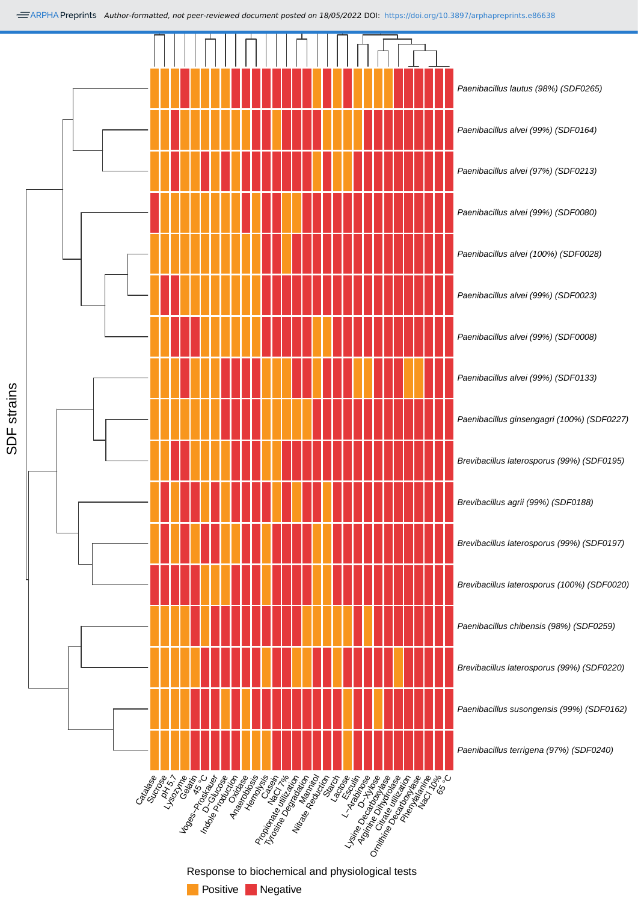SDF strains

Paenibacillus lautus (98%) (SDF0265)
Paenibacillus alvei (99%) (SDF0164)
Paenibacillus alvei (97%) (SDF0213)
Paenibacillus alvei (99%) (SDF0080)
Paenibacillus alvei (100%) (SDF0028)
Paenibacillus alvei (99%) (SDF0023)
Paenibacillus alvei (99%) (SDF0008)
Paenibacillus alvei (99%) (SDF0133)
Paenibacillus ginsengagri (100%) (SDF0227)
Brevibacillus laterosporus (99%) (SDF0195)
Brevibacillus agrii (99%) (SDF0188)
Brevibacillus laterosporus (99%) (SDF0197)
Brevibacillus laterosporus (100%) (SDF0020)
Paenibacillus chibensis (98%) (SDF0259)
Brevibacillus laterosporus (99%) (SDF0220)
Paenibacillus susongensis (99%) (SDF0162)
Paenibacillus terrigena (97%) (SDF0240)

Catalase
Sucrose
pH 5.7
Lysozyme
Gelatin
45 °C
Voges–Proskauer
D–Glucose
Indole Production
Oxidase
Anaerobiosis
Hemolysis
Casein
NaCl 7%
Propionate utilization
Tyrosine Degradation
Mannitol
Nitrate Reduction
Starch
Lactose
Esculin
L–Arabinose
D–Xylose
Lysine Decarboxylase
Arginine Dihydrolase
Citrate utilization
Ornithine Decarboxylase
Phenylalanine
NaCl 10%
65 °C

Response to biochemical and physiological tests

Positive Negative